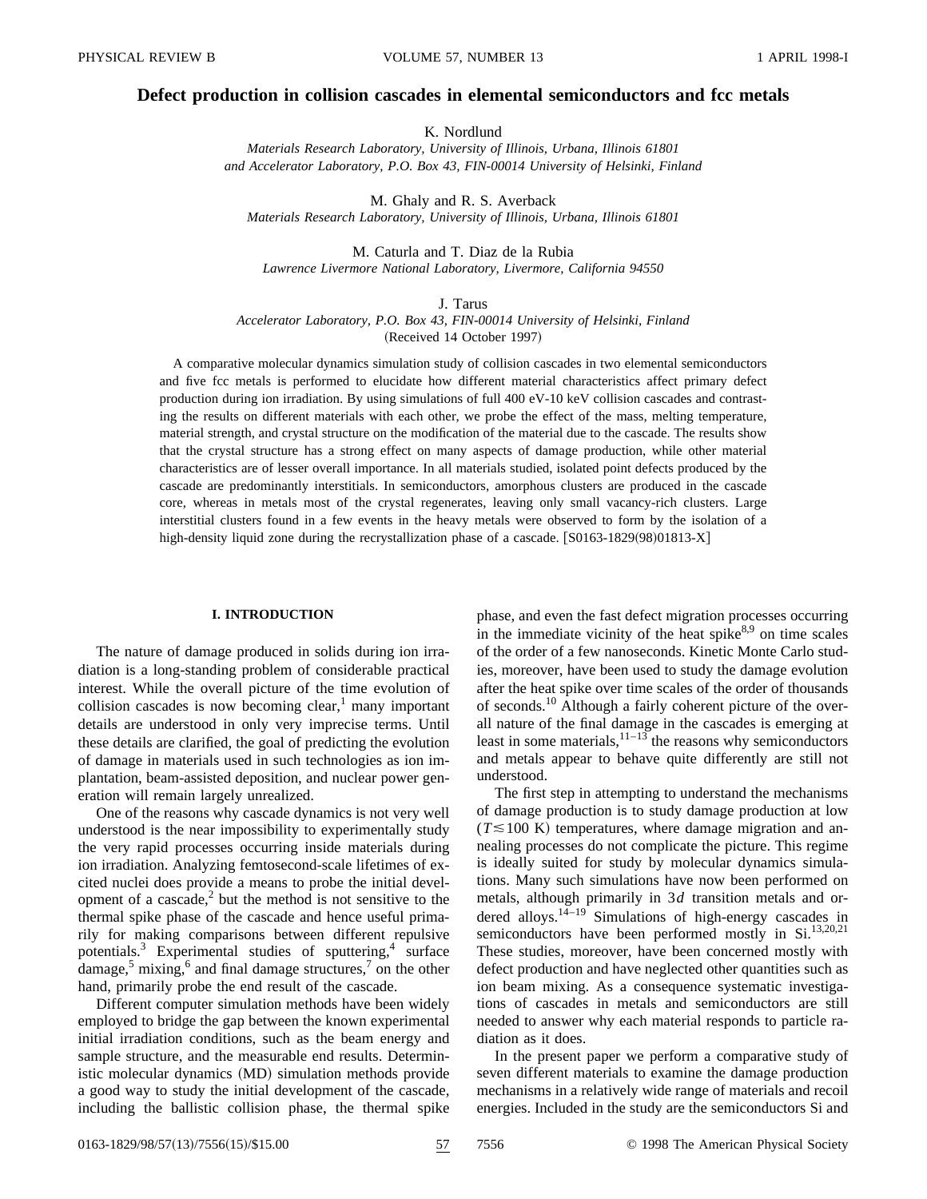# Defect production in collision cascades in elemental semiconductors and fcc metals

K. Nordlund

*Materials Research Laboratory, University of Illinois, Urbana, Illinois 61801*
*and Accelerator Laboratory, P.O. Box 43, FIN-00014 University of Helsinki, Finland*

M. Ghaly and R. S. Averback

*Materials Research Laboratory, University of Illinois, Urbana, Illinois 61801*

M. Caturla and T. Diaz de la Rubia

*Lawrence Livermore National Laboratory, Livermore, California 94550*

J. Tarus

*Accelerator Laboratory, P.O. Box 43, FIN-00014 University of Helsinki, Finland*

(Received 14 October 1997)

A comparative molecular dynamics simulation study of collision cascades in two elemental semiconductors and five fcc metals is performed to elucidate how different material characteristics affect primary defect production during ion irradiation. By using simulations of full 400 eV-10 keV collision cascades and contrasting the results on different materials with each other, we probe the effect of the mass, melting temperature, material strength, and crystal structure on the modification of the material due to the cascade. The results show that the crystal structure has a strong effect on many aspects of damage production, while other material characteristics are of lesser overall importance. In all materials studied, isolated point defects produced by the cascade are predominantly interstitials. In semiconductors, amorphous clusters are produced in the cascade core, whereas in metals most of the crystal regenerates, leaving only small vacancy-rich clusters. Large interstitial clusters found in a few events in the heavy metals were observed to form by the isolation of a high-density liquid zone during the recrystallization phase of a cascade. [S0163-1829(98)01813-X]

## I. INTRODUCTION

The nature of damage produced in solids during ion irradiation is a long-standing problem of considerable practical interest. While the overall picture of the time evolution of collision cascades is now becoming clear,[1] many important details are understood in only very imprecise terms. Until these details are clarified, the goal of predicting the evolution of damage in materials used in such technologies as ion implantation, beam-assisted deposition, and nuclear power generation will remain largely unrealized.

One of the reasons why cascade dynamics is not very well understood is the near impossibility to experimentally study the very rapid processes occurring inside materials during ion irradiation. Analyzing femtosecond-scale lifetimes of excited nuclei does provide a means to probe the initial development of a cascade,[2] but the method is not sensitive to the thermal spike phase of the cascade and hence useful primarily for making comparisons between different repulsive potentials.[3] Experimental studies of sputtering,[4] surface damage,[5] mixing,[6] and final damage structures,[7] on the other hand, primarily probe the end result of the cascade.

Different computer simulation methods have been widely employed to bridge the gap between the known experimental initial irradiation conditions, such as the beam energy and sample structure, and the measurable end results. Deterministic molecular dynamics (MD) simulation methods provide a good way to study the initial development of the cascade, including the ballistic collision phase, the thermal spike phase, and even the fast defect migration processes occurring in the immediate vicinity of the heat spike[8,9] on time scales of the order of a few nanoseconds. Kinetic Monte Carlo studies, moreover, have been used to study the damage evolution after the heat spike over time scales of the order of thousands of seconds.[10] Although a fairly coherent picture of the overall nature of the final damage in the cascades is emerging at least in some materials,[11–13] the reasons why semiconductors and metals appear to behave quite differently are still not understood.

The first step in attempting to understand the mechanisms of damage production is to study damage production at low ($T \lesssim 100$ K) temperatures, where damage migration and annealing processes do not complicate the picture. This regime is ideally suited for study by molecular dynamics simulations. Many such simulations have now been performed on metals, although primarily in $3d$ transition metals and ordered alloys.[14–19] Simulations of high-energy cascades in semiconductors have been performed mostly in Si.[13,20,21] These studies, moreover, have been concerned mostly with defect production and have neglected other quantities such as ion beam mixing. As a consequence systematic investigations of cascades in metals and semiconductors are still needed to answer why each material responds to particle radiation as it does.

In the present paper we perform a comparative study of seven different materials to examine the damage production mechanisms in a relatively wide range of materials and recoil energies. Included in the study are the semiconductors Si and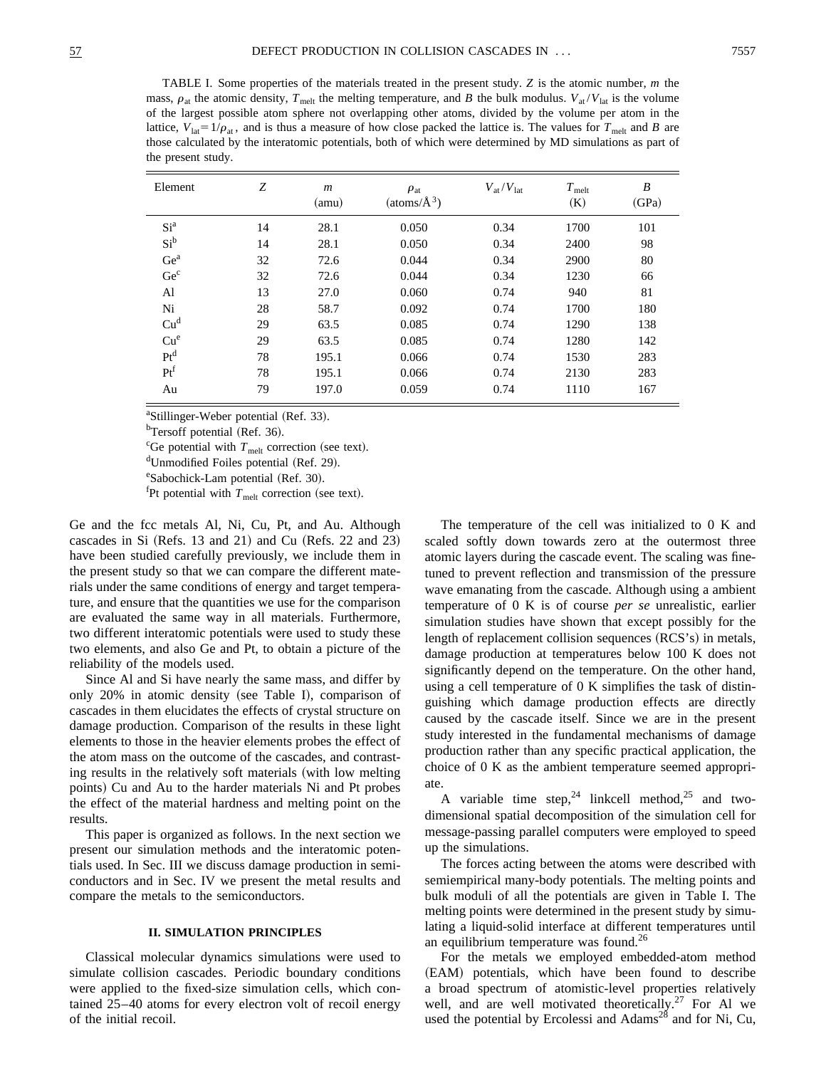TABLE I. Some properties of the materials treated in the present study. $Z$ is the atomic number, $m$ the mass, $\rho_{at}$ the atomic density, $T_{melt}$ the melting temperature, and $B$ the bulk modulus. $V_{at}/V_{lat}$ is the volume of the largest possible atom sphere not overlapping other atoms, divided by the volume per atom in the lattice, $V_{lat}=1/\rho_{at}$, and is thus a measure of how close packed the lattice is. The values for $T_{melt}$ and $B$ are those calculated by the interatomic potentials, both of which were determined by MD simulations as part of the present study.

| Element | $Z$ | $m$ (amu) | $\rho_{at}$ (atoms/Å$^3$) | $V_{at}/V_{lat}$ | $T_{melt}$ (K) | $B$ (GPa) |
|---|---|---|---|---|---|---|
| Si[a] | 14 | 28.1 | 0.050 | 0.34 | 1700 | 101 |
| Si[b] | 14 | 28.1 | 0.050 | 0.34 | 2400 | 98 |
| Ge[a] | 32 | 72.6 | 0.044 | 0.34 | 2900 | 80 |
| Ge[c] | 32 | 72.6 | 0.044 | 0.34 | 1230 | 66 |
| Al | 13 | 27.0 | 0.060 | 0.74 | 940 | 81 |
| Ni | 28 | 58.7 | 0.092 | 0.74 | 1700 | 180 |
| Cu[d] | 29 | 63.5 | 0.085 | 0.74 | 1290 | 138 |
| Cu[e] | 29 | 63.5 | 0.085 | 0.74 | 1280 | 142 |
| Pt[d] | 78 | 195.1 | 0.066 | 0.74 | 1530 | 283 |
| Pt[f] | 78 | 195.1 | 0.066 | 0.74 | 2130 | 283 |
| Au | 79 | 197.0 | 0.059 | 0.74 | 1110 | 167 |

[a]Stillinger-Weber potential (Ref. 33).
[b]Tersoff potential (Ref. 36).
[c]Ge potential with $T_{melt}$ correction (see text).
[d]Unmodified Foiles potential (Ref. 29).
[e]Sabochick-Lam potential (Ref. 30).
[f]Pt potential with $T_{melt}$ correction (see text).

Ge and the fcc metals Al, Ni, Cu, Pt, and Au. Although cascades in Si (Refs. 13 and 21) and Cu (Refs. 22 and 23) have been studied carefully previously, we include them in the present study so that we can compare the different materials under the same conditions of energy and target temperature, and ensure that the quantities we use for the comparison are evaluated the same way in all materials. Furthermore, two different interatomic potentials were used to study these two elements, and also Ge and Pt, to obtain a picture of the reliability of the models used.

Since Al and Si have nearly the same mass, and differ by only 20% in atomic density (see Table I), comparison of cascades in them elucidates the effects of crystal structure on damage production. Comparison of the results in these light elements to those in the heavier elements probes the effect of the atom mass on the outcome of the cascades, and contrasting results in the relatively soft materials (with low melting points) Cu and Au to the harder materials Ni and Pt probes the effect of the material hardness and melting point on the results.

This paper is organized as follows. In the next section we present our simulation methods and the interatomic potentials used. In Sec. III we discuss damage production in semiconductors and in Sec. IV we present the metal results and compare the metals to the semiconductors.

## II. SIMULATION PRINCIPLES

Classical molecular dynamics simulations were used to simulate collision cascades. Periodic boundary conditions were applied to the fixed-size simulation cells, which contained 25–40 atoms for every electron volt of recoil energy of the initial recoil.

The temperature of the cell was initialized to 0 K and scaled softly down towards zero at the outermost three atomic layers during the cascade event. The scaling was fine-tuned to prevent reflection and transmission of the pressure wave emanating from the cascade. Although using a ambient temperature of 0 K is of course *per se* unrealistic, earlier simulation studies have shown that except possibly for the length of replacement collision sequences (RCS's) in metals, damage production at temperatures below 100 K does not significantly depend on the temperature. On the other hand, using a cell temperature of 0 K simplifies the task of distinguishing which damage production effects are directly caused by the cascade itself. Since we are in the present study interested in the fundamental mechanisms of damage production rather than any specific practical application, the choice of 0 K as the ambient temperature seemed appropriate.

A variable time step,[24] linkcell method,[25] and two-dimensional spatial decomposition of the simulation cell for message-passing parallel computers were employed to speed up the simulations.

The forces acting between the atoms were described with semiempirical many-body potentials. The melting points and bulk moduli of all the potentials are given in Table I. The melting points were determined in the present study by simulating a liquid-solid interface at different temperatures until an equilibrium temperature was found.[26]

For the metals we employed embedded-atom method (EAM) potentials, which have been found to describe a broad spectrum of atomistic-level properties relatively well, and are well motivated theoretically.[27] For Al we used the potential by Ercolessi and Adams[28] and for Ni, Cu,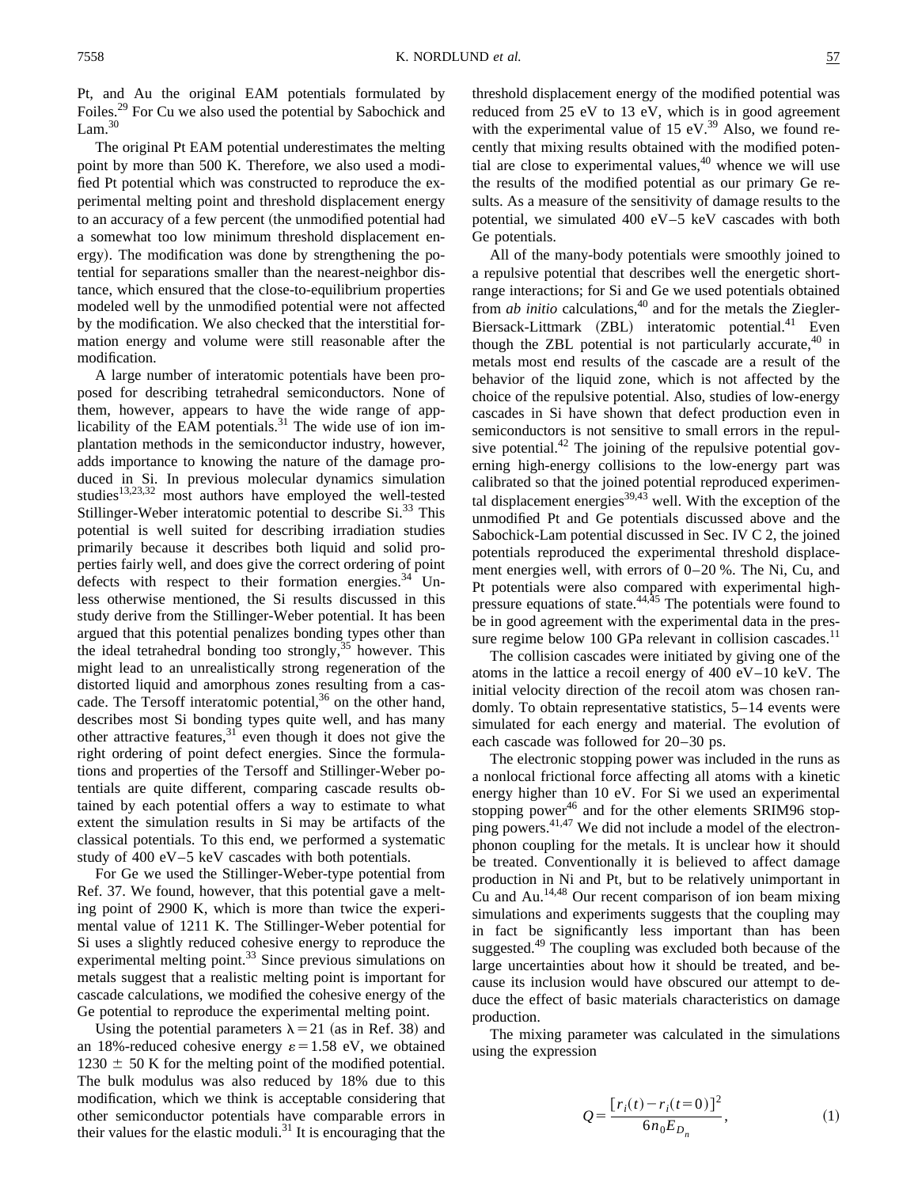Pt, and Au the original EAM potentials formulated by Foiles.[29] For Cu we also used the potential by Sabochick and Lam.[30]

The original Pt EAM potential underestimates the melting point by more than 500 K. Therefore, we also used a modified Pt potential which was constructed to reproduce the experimental melting point and threshold displacement energy to an accuracy of a few percent (the unmodified potential had a somewhat too low minimum threshold displacement energy). The modification was done by strengthening the potential for separations smaller than the nearest-neighbor distance, which ensured that the close-to-equilibrium properties modeled well by the unmodified potential were not affected by the modification. We also checked that the interstitial formation energy and volume were still reasonable after the modification.

A large number of interatomic potentials have been proposed for describing tetrahedral semiconductors. None of them, however, appears to have the wide range of applicability of the EAM potentials.[31] The wide use of ion implantation methods in the semiconductor industry, however, adds importance to knowing the nature of the damage produced in Si. In previous molecular dynamics simulation studies[13,23,32] most authors have employed the well-tested Stillinger-Weber interatomic potential to describe Si.[33] This potential is well suited for describing irradiation studies primarily because it describes both liquid and solid properties fairly well, and does give the correct ordering of point defects with respect to their formation energies.[34] Unless otherwise mentioned, the Si results discussed in this study derive from the Stillinger-Weber potential. It has been argued that this potential penalizes bonding types other than the ideal tetrahedral bonding too strongly,[35] however. This might lead to an unrealistically strong regeneration of the distorted liquid and amorphous zones resulting from a cascade. The Tersoff interatomic potential,[36] on the other hand, describes most Si bonding types quite well, and has many other attractive features,[31] even though it does not give the right ordering of point defect energies. Since the formulations and properties of the Tersoff and Stillinger-Weber potentials are quite different, comparing cascade results obtained by each potential offers a way to estimate to what extent the simulation results in Si may be artifacts of the classical potentials. To this end, we performed a systematic study of 400 eV–5 keV cascades with both potentials.

For Ge we used the Stillinger-Weber-type potential from Ref. 37. We found, however, that this potential gave a melting point of 2900 K, which is more than twice the experimental value of 1211 K. The Stillinger-Weber potential for Si uses a slightly reduced cohesive energy to reproduce the experimental melting point.[33] Since previous simulations on metals suggest that a realistic melting point is important for cascade calculations, we modified the cohesive energy of the Ge potential to reproduce the experimental melting point.

Using the potential parameters $\lambda=21$ (as in Ref. 38) and an 18%-reduced cohesive energy $\varepsilon=1.58$ eV, we obtained $1230 \pm 50$ K for the melting point of the modified potential. The bulk modulus was also reduced by 18% due to this modification, which we think is acceptable considering that other semiconductor potentials have comparable errors in their values for the elastic moduli.[31] It is encouraging that the threshold displacement energy of the modified potential was reduced from 25 eV to 13 eV, which is in good agreement with the experimental value of 15 eV.[39] Also, we found recently that mixing results obtained with the modified potential are close to experimental values,[40] whence we will use the results of the modified potential as our primary Ge results. As a measure of the sensitivity of damage results to the potential, we simulated 400 eV–5 keV cascades with both Ge potentials.

All of the many-body potentials were smoothly joined to a repulsive potential that describes well the energetic short-range interactions; for Si and Ge we used potentials obtained from *ab initio* calculations,[40] and for the metals the Ziegler-Biersack-Littmark (ZBL) interatomic potential.[41] Even though the ZBL potential is not particularly accurate,[40] in metals most end results of the cascade are a result of the behavior of the liquid zone, which is not affected by the choice of the repulsive potential. Also, studies of low-energy cascades in Si have shown that defect production even in semiconductors is not sensitive to small errors in the repulsive potential.[42] The joining of the repulsive potential governing high-energy collisions to the low-energy part was calibrated so that the joined potential reproduced experimental displacement energies[39,43] well. With the exception of the unmodified Pt and Ge potentials discussed above and the Sabochick-Lam potential discussed in Sec. IV C 2, the joined potentials reproduced the experimental threshold displacement energies well, with errors of 0–20 %. The Ni, Cu, and Pt potentials were also compared with experimental high-pressure equations of state.[44,45] The potentials were found to be in good agreement with the experimental data in the pressure regime below 100 GPa relevant in collision cascades.[11]

The collision cascades were initiated by giving one of the atoms in the lattice a recoil energy of 400 eV–10 keV. The initial velocity direction of the recoil atom was chosen randomly. To obtain representative statistics, 5–14 events were simulated for each energy and material. The evolution of each cascade was followed for 20–30 ps.

The electronic stopping power was included in the runs as a nonlocal frictional force affecting all atoms with a kinetic energy higher than 10 eV. For Si we used an experimental stopping power[46] and for the other elements SRIM96 stopping powers.[41,47] We did not include a model of the electron-phonon coupling for the metals. It is unclear how it should be treated. Conventionally it is believed to affect damage production in Ni and Pt, but to be relatively unimportant in Cu and Au.[14,48] Our recent comparison of ion beam mixing simulations and experiments suggests that the coupling may in fact be significantly less important than has been suggested.[49] The coupling was excluded both because of the large uncertainties about how it should be treated, and because its inclusion would have obscured our attempt to deduce the effect of basic materials characteristics on damage production.

The mixing parameter was calculated in the simulations using the expression

$$Q=\frac{[r_i(t)-r_i(t=0)]^2}{6n_0E_{D_n}}, \tag{1}$$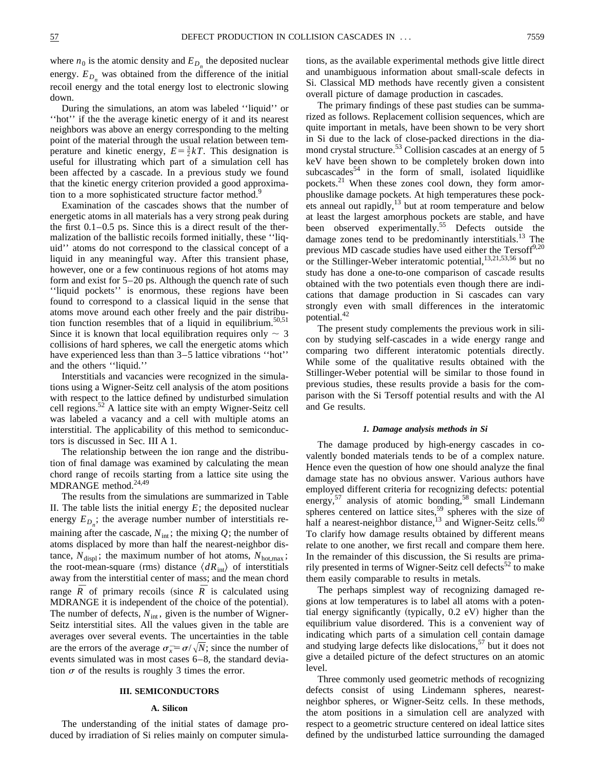where $n_0$ is the atomic density and $E_{D_n}$ the deposited nuclear energy. $E_{D_n}$ was obtained from the difference of the initial recoil energy and the total energy lost to electronic slowing down.

During the simulations, an atom was labeled ''liquid'' or ''hot'' if the the average kinetic energy of it and its nearest neighbors was above an energy corresponding to the melting point of the material through the usual relation between temperature and kinetic energy, $E=\frac{3}{2}kT$. This designation is useful for illustrating which part of a simulation cell has been affected by a cascade. In a previous study we found that the kinetic energy criterion provided a good approximation to a more sophisticated structure factor method.[9]

Examination of the cascades shows that the number of energetic atoms in all materials has a very strong peak during the first 0.1–0.5 ps. Since this is a direct result of the thermalization of the ballistic recoils formed initially, these ''liquid'' atoms do not correspond to the classical concept of a liquid in any meaningful way. After this transient phase, however, one or a few continuous regions of hot atoms may form and exist for 5–20 ps. Although the quench rate of such ''liquid pockets'' is enormous, these regions have been found to correspond to a classical liquid in the sense that atoms move around each other freely and the pair distribution function resembles that of a liquid in equilibrium.[50,51] Since it is known that local equilibration requires only $\sim 3$ collisions of hard spheres, we call the energetic atoms which have experienced less than than 3–5 lattice vibrations ''hot'' and the others ''liquid.''

Interstitials and vacancies were recognized in the simulations using a Wigner-Seitz cell analysis of the atom positions with respect to the lattice defined by undisturbed simulation cell regions.[52] A lattice site with an empty Wigner-Seitz cell was labeled a vacancy and a cell with multiple atoms an interstitial. The applicability of this method to semiconductors is discussed in Sec. III A 1.

The relationship between the ion range and the distribution of final damage was examined by calculating the mean chord range of recoils starting from a lattice site using the MDRANGE method.[24,49]

The results from the simulations are summarized in Table II. The table lists the initial energy $E$; the deposited nuclear energy $E_{D_n}$; the average number number of interstitials remaining after the cascade, $N_{\mathrm{int}}$; the mixing $Q$; the number of atoms displaced by more than half the nearest-neighbor distance, $N_{\mathrm{displ}}$; the maximum number of hot atoms, $N_{\mathrm{hot,max}}$; the root-mean-square (rms) distance $\langle dR_{\mathrm{int}}\rangle$ of interstitials away from the interstitial center of mass; and the mean chord range $\overline{R}$ of primary recoils (since $\overline{R}$ is calculated using MDRANGE it is independent of the choice of the potential). The number of defects, $N_{\mathrm{int}}$, given is the number of Wigner-Seitz interstitial sites. All the values given in the table are averages over several events. The uncertainties in the table are the errors of the average $\sigma_{\overline{x}}=\sigma/\sqrt{N}$; since the number of events simulated was in most cases 6–8, the standard deviation $\sigma$ of the results is roughly 3 times the error.

## III. SEMICONDUCTORS

### A. Silicon

The understanding of the initial states of damage produced by irradiation of Si relies mainly on computer simulations, as the available experimental methods give little direct and unambiguous information about small-scale defects in Si. Classical MD methods have recently given a consistent overall picture of damage production in cascades.

The primary findings of these past studies can be summarized as follows. Replacement collision sequences, which are quite important in metals, have been shown to be very short in Si due to the lack of close-packed directions in the diamond crystal structure.[53] Collision cascades at an energy of 5 keV have been shown to be completely broken down into subcascades[54] in the form of small, isolated liquidlike pockets.[21] When these zones cool down, they form amorphouslike damage pockets. At high temperatures these pockets anneal out rapidly,[13] but at room temperature and below at least the largest amorphous pockets are stable, and have been observed experimentally.[55] Defects outside the damage zones tend to be predominantly interstitials.[13] The previous MD cascade studies have used either the Tersoff[9,20] or the Stillinger-Weber interatomic potential,[13,21,53,56] but no study has done a one-to-one comparison of cascade results obtained with the two potentials even though there are indications that damage production in Si cascades can vary strongly even with small differences in the interatomic potential.[42]

The present study complements the previous work in silicon by studying self-cascades in a wide energy range and comparing two different interatomic potentials directly. While some of the qualitative results obtained with the Stillinger-Weber potential will be similar to those found in previous studies, these results provide a basis for the comparison with the Si Tersoff potential results and with the Al and Ge results.

#### *1. Damage analysis methods in Si*

The damage produced by high-energy cascades in covalently bonded materials tends to be of a complex nature. Hence even the question of how one should analyze the final damage state has no obvious answer. Various authors have employed different criteria for recognizing defects: potential energy,[57] analysis of atomic bonding,[58] small Lindemann spheres centered on lattice sites,[59] spheres with the size of half a nearest-neighbor distance,[13] and Wigner-Seitz cells.[60] To clarify how damage results obtained by different means relate to one another, we first recall and compare them here. In the remainder of this discussion, the Si results are primarily presented in terms of Wigner-Seitz cell defects[52] to make them easily comparable to results in metals.

The perhaps simplest way of recognizing damaged regions at low temperatures is to label all atoms with a potential energy significantly (typically, 0.2 eV) higher than the equilibrium value disordered. This is a convenient way of indicating which parts of a simulation cell contain damage and studying large defects like dislocations,[57] but it does not give a detailed picture of the defect structures on an atomic level.

Three commonly used geometric methods of recognizing defects consist of using Lindemann spheres, nearest-neighbor spheres, or Wigner-Seitz cells. In these methods, the atom positions in a simulation cell are analyzed with respect to a geometric structure centered on ideal lattice sites defined by the undisturbed lattice surrounding the damaged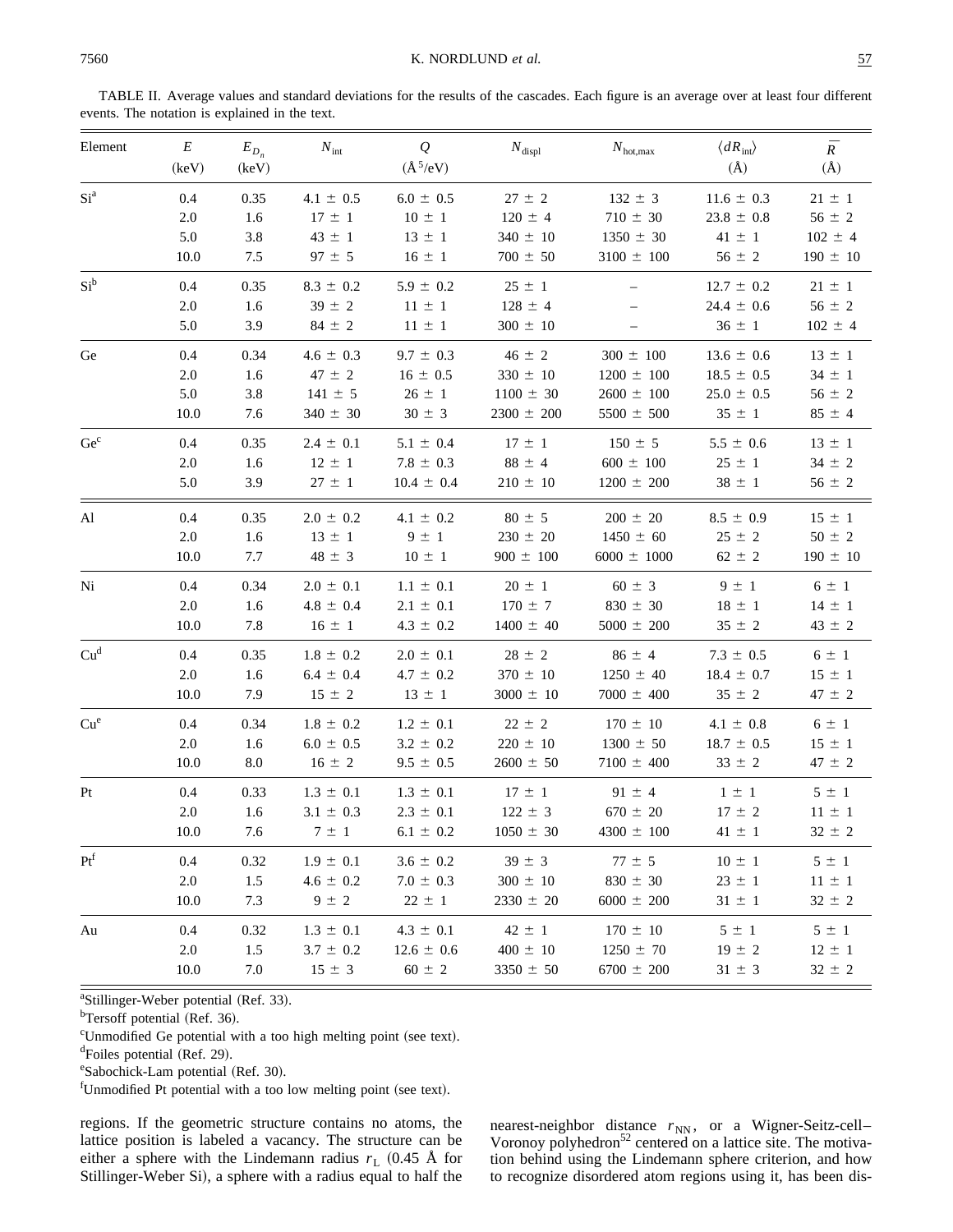TABLE II. Average values and standard deviations for the results of the cascades. Each figure is an average over at least four different events. The notation is explained in the text.

| Element | $E$ (keV) | $E_{D_n}$ (keV) | $N_{\rm int}$ | $Q$ (Å$^5$/eV) | $N_{\rm displ}$ | $N_{\rm hot,max}$ | $\langle dR_{\rm int}\rangle$ (Å) | $\bar{R}$ (Å) |
|---|---|---|---|---|---|---|---|---|
| Si[a] | 0.4 | 0.35 | 4.1 ± 0.5 | 6.0 ± 0.5 | 27 ± 2 | 132 ± 3 | 11.6 ± 0.3 | 21 ± 1 |
| | 2.0 | 1.6 | 17 ± 1 | 10 ± 1 | 120 ± 4 | 710 ± 30 | 23.8 ± 0.8 | 56 ± 2 |
| | 5.0 | 3.8 | 43 ± 1 | 13 ± 1 | 340 ± 10 | 1350 ± 30 | 41 ± 1 | 102 ± 4 |
| | 10.0 | 7.5 | 97 ± 5 | 16 ± 1 | 700 ± 50 | 3100 ± 100 | 56 ± 2 | 190 ± 10 |
| Si[b] | 0.4 | 0.35 | 8.3 ± 0.2 | 5.9 ± 0.2 | 25 ± 1 | – | 12.7 ± 0.2 | 21 ± 1 |
| | 2.0 | 1.6 | 39 ± 2 | 11 ± 1 | 128 ± 4 | – | 24.4 ± 0.6 | 56 ± 2 |
| | 5.0 | 3.9 | 84 ± 2 | 11 ± 1 | 300 ± 10 | – | 36 ± 1 | 102 ± 4 |
| Ge | 0.4 | 0.34 | 4.6 ± 0.3 | 9.7 ± 0.3 | 46 ± 2 | 300 ± 100 | 13.6 ± 0.6 | 13 ± 1 |
| | 2.0 | 1.6 | 47 ± 2 | 16 ± 0.5 | 330 ± 10 | 1200 ± 100 | 18.5 ± 0.5 | 34 ± 1 |
| | 5.0 | 3.8 | 141 ± 5 | 26 ± 1 | 1100 ± 30 | 2600 ± 100 | 25.0 ± 0.5 | 56 ± 2 |
| | 10.0 | 7.6 | 340 ± 30 | 30 ± 3 | 2300 ± 200 | 5500 ± 500 | 35 ± 1 | 85 ± 4 |
| Ge[c] | 0.4 | 0.35 | 2.4 ± 0.1 | 5.1 ± 0.4 | 17 ± 1 | 150 ± 5 | 5.5 ± 0.6 | 13 ± 1 |
| | 2.0 | 1.6 | 12 ± 1 | 7.8 ± 0.3 | 88 ± 4 | 600 ± 100 | 25 ± 1 | 34 ± 2 |
| | 5.0 | 3.9 | 27 ± 1 | 10.4 ± 0.4 | 210 ± 10 | 1200 ± 200 | 38 ± 1 | 56 ± 2 |
| Al | 0.4 | 0.35 | 2.0 ± 0.2 | 4.1 ± 0.2 | 80 ± 5 | 200 ± 20 | 8.5 ± 0.9 | 15 ± 1 |
| | 2.0 | 1.6 | 13 ± 1 | 9 ± 1 | 230 ± 20 | 1450 ± 60 | 25 ± 2 | 50 ± 2 |
| | 10.0 | 7.7 | 48 ± 3 | 10 ± 1 | 900 ± 100 | 6000 ± 1000 | 62 ± 2 | 190 ± 10 |
| Ni | 0.4 | 0.34 | 2.0 ± 0.1 | 1.1 ± 0.1 | 20 ± 1 | 60 ± 3 | 9 ± 1 | 6 ± 1 |
| | 2.0 | 1.6 | 4.8 ± 0.4 | 2.1 ± 0.1 | 170 ± 7 | 830 ± 30 | 18 ± 1 | 14 ± 1 |
| | 10.0 | 7.8 | 16 ± 1 | 4.3 ± 0.2 | 1400 ± 40 | 5000 ± 200 | 35 ± 2 | 43 ± 2 |
| Cu[d] | 0.4 | 0.35 | 1.8 ± 0.2 | 2.0 ± 0.1 | 28 ± 2 | 86 ± 4 | 7.3 ± 0.5 | 6 ± 1 |
| | 2.0 | 1.6 | 6.4 ± 0.4 | 4.7 ± 0.2 | 370 ± 10 | 1250 ± 40 | 18.4 ± 0.7 | 15 ± 1 |
| | 10.0 | 7.9 | 15 ± 2 | 13 ± 1 | 3000 ± 10 | 7000 ± 400 | 35 ± 2 | 47 ± 2 |
| Cu[e] | 0.4 | 0.34 | 1.8 ± 0.2 | 1.2 ± 0.1 | 22 ± 2 | 170 ± 10 | 4.1 ± 0.8 | 6 ± 1 |
| | 2.0 | 1.6 | 6.0 ± 0.5 | 3.2 ± 0.2 | 220 ± 10 | 1300 ± 50 | 18.7 ± 0.5 | 15 ± 1 |
| | 10.0 | 8.0 | 16 ± 2 | 9.5 ± 0.5 | 2600 ± 50 | 7100 ± 400 | 33 ± 2 | 47 ± 2 |
| Pt | 0.4 | 0.33 | 1.3 ± 0.1 | 1.3 ± 0.1 | 17 ± 1 | 91 ± 4 | 1 ± 1 | 5 ± 1 |
| | 2.0 | 1.6 | 3.1 ± 0.3 | 2.3 ± 0.1 | 122 ± 3 | 670 ± 20 | 17 ± 2 | 11 ± 1 |
| | 10.0 | 7.6 | 7 ± 1 | 6.1 ± 0.2 | 1050 ± 30 | 4300 ± 100 | 41 ± 1 | 32 ± 2 |
| Pt[f] | 0.4 | 0.32 | 1.9 ± 0.1 | 3.6 ± 0.2 | 39 ± 3 | 77 ± 5 | 10 ± 1 | 5 ± 1 |
| | 2.0 | 1.5 | 4.6 ± 0.2 | 7.0 ± 0.3 | 300 ± 10 | 830 ± 30 | 23 ± 1 | 11 ± 1 |
| | 10.0 | 7.3 | 9 ± 2 | 22 ± 1 | 2330 ± 20 | 6000 ± 200 | 31 ± 1 | 32 ± 2 |
| Au | 0.4 | 0.32 | 1.3 ± 0.1 | 4.3 ± 0.1 | 42 ± 1 | 170 ± 10 | 5 ± 1 | 5 ± 1 |
| | 2.0 | 1.5 | 3.7 ± 0.2 | 12.6 ± 0.6 | 400 ± 10 | 1250 ± 70 | 19 ± 2 | 12 ± 1 |
| | 10.0 | 7.0 | 15 ± 3 | 60 ± 2 | 3350 ± 50 | 6700 ± 200 | 31 ± 3 | 32 ± 2 |

[a]Stillinger-Weber potential (Ref. 33).
[b]Tersoff potential (Ref. 36).
[c]Unmodified Ge potential with a too high melting point (see text).
[d]Foiles potential (Ref. 29).
[e]Sabochick-Lam potential (Ref. 30).
[f]Unmodified Pt potential with a too low melting point (see text).

regions. If the geometric structure contains no atoms, the lattice position is labeled a vacancy. The structure can be either a sphere with the Lindemann radius $r_L$ (0.45 Å for Stillinger-Weber Si), a sphere with a radius equal to half the nearest-neighbor distance $r_{NN}$, or a Wigner-Seitz-cell–Voronoy polyhedron[52] centered on a lattice site. The motivation behind using the Lindemann sphere criterion, and how to recognize disordered atom regions using it, has been dis-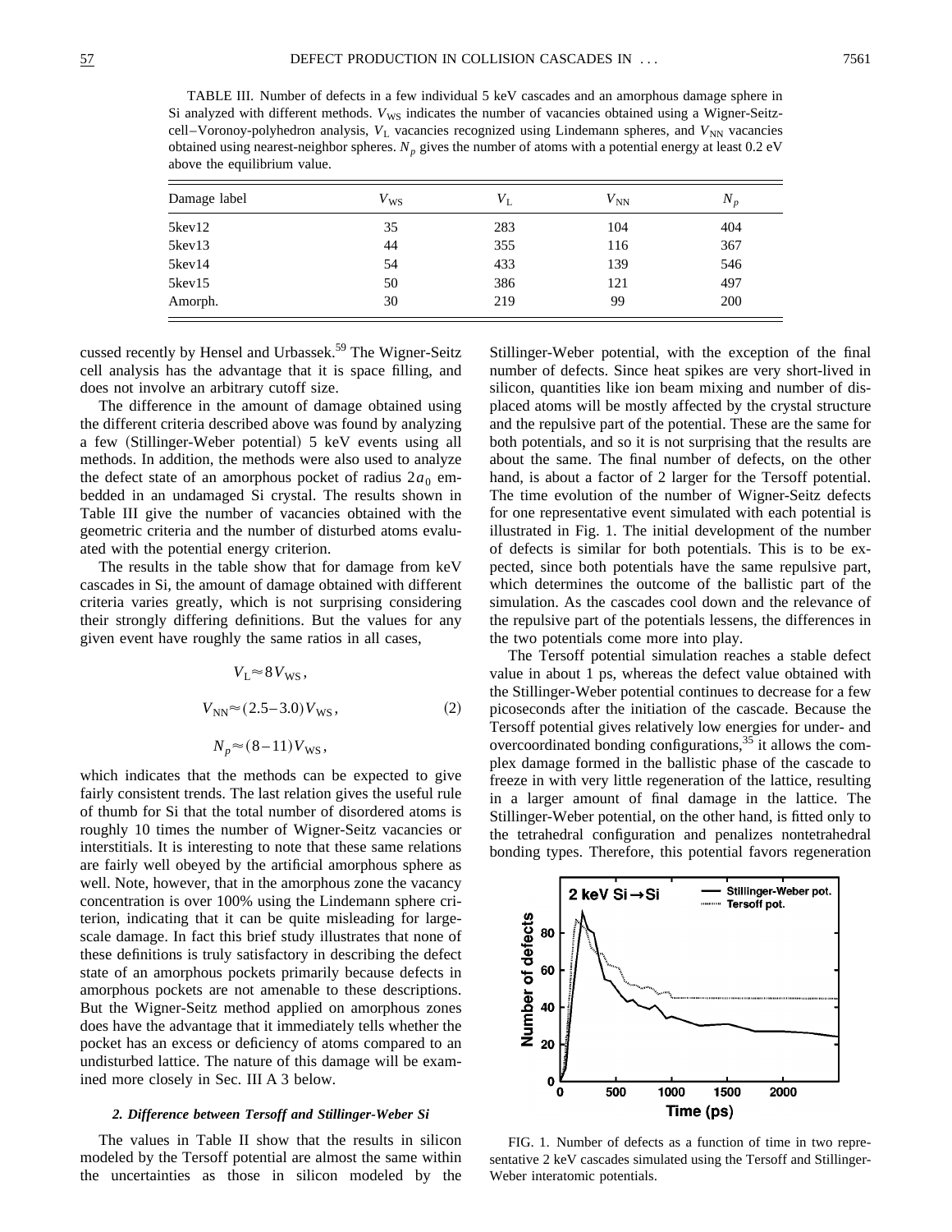TABLE III. Number of defects in a few individual 5 keV cascades and an amorphous damage sphere in Si analyzed with different methods. $V_{\mathrm{WS}}$ indicates the number of vacancies obtained using a Wigner-Seitz-cell–Voronoy-polyhedron analysis, $V_{\mathrm{L}}$ vacancies recognized using Lindemann spheres, and $V_{\mathrm{NN}}$ vacancies obtained using nearest-neighbor spheres. $N_p$ gives the number of atoms with a potential energy at least 0.2 eV above the equilibrium value.

| Damage label | $V_{\mathrm{WS}}$ | $V_{\mathrm{L}}$ | $V_{\mathrm{NN}}$ | $N_p$ |
|---|---|---|---|---|
| 5kev12 | 35 | 283 | 104 | 404 |
| 5kev13 | 44 | 355 | 116 | 367 |
| 5kev14 | 54 | 433 | 139 | 546 |
| 5kev15 | 50 | 386 | 121 | 497 |
| Amorph. | 30 | 219 | 99 | 200 |

cussed recently by Hensel and Urbassek.[59] The Wigner-Seitz cell analysis has the advantage that it is space filling, and does not involve an arbitrary cutoff size.

The difference in the amount of damage obtained using the different criteria described above was found by analyzing a few (Stillinger-Weber potential) 5 keV events using all methods. In addition, the methods were also used to analyze the defect state of an amorphous pocket of radius $2a_0$ embedded in an undamaged Si crystal. The results shown in Table III give the number of vacancies obtained with the geometric criteria and the number of disturbed atoms evaluated with the potential energy criterion.

The results in the table show that for damage from keV cascades in Si, the amount of damage obtained with different criteria varies greatly, which is not surprising considering their strongly differing definitions. But the values for any given event have roughly the same ratios in all cases,

$$V_{\mathrm{L}} \approx 8 V_{\mathrm{WS}},$$

$$V_{\mathrm{NN}} \approx (2.5\text{–}3.0) V_{\mathrm{WS}}, \tag{2}$$

$$N_p \approx (8\text{–}11) V_{\mathrm{WS}},$$

which indicates that the methods can be expected to give fairly consistent trends. The last relation gives the useful rule of thumb for Si that the total number of disordered atoms is roughly 10 times the number of Wigner-Seitz vacancies or interstitials. It is interesting to note that these same relations are fairly well obeyed by the artificial amorphous sphere as well. Note, however, that in the amorphous zone the vacancy concentration is over 100% using the Lindemann sphere criterion, indicating that it can be quite misleading for large-scale damage. In fact this brief study illustrates that none of these definitions is truly satisfactory in describing the defect state of an amorphous pockets primarily because defects in amorphous pockets are not amenable to these descriptions. But the Wigner-Seitz method applied on amorphous zones does have the advantage that it immediately tells whether the pocket has an excess or deficiency of atoms compared to an undisturbed lattice. The nature of this damage will be examined more closely in Sec. III A 3 below.

#### *2. Difference between Tersoff and Stillinger-Weber Si*

The values in Table II show that the results in silicon modeled by the Tersoff potential are almost the same within the uncertainties as those in silicon modeled by the Stillinger-Weber potential, with the exception of the final number of defects. Since heat spikes are very short-lived in silicon, quantities like ion beam mixing and number of displaced atoms will be mostly affected by the crystal structure and the repulsive part of the potential. These are the same for both potentials, and so it is not surprising that the results are about the same. The final number of defects, on the other hand, is about a factor of 2 larger for the Tersoff potential. The time evolution of the number of Wigner-Seitz defects for one representative event simulated with each potential is illustrated in Fig. 1. The initial development of the number of defects is similar for both potentials. This is to be expected, since both potentials have the same repulsive part, which determines the outcome of the ballistic part of the simulation. As the cascades cool down and the relevance of the repulsive part of the potentials lessens, the differences in the two potentials come more into play.

The Tersoff potential simulation reaches a stable defect value in about 1 ps, whereas the defect value obtained with the Stillinger-Weber potential continues to decrease for a few picoseconds after the initiation of the cascade. Because the Tersoff potential gives relatively low energies for under- and overcoordinated bonding configurations,[35] it allows the complex damage formed in the ballistic phase of the cascade to freeze in with very little regeneration of the lattice, resulting in a larger amount of final damage in the lattice. The Stillinger-Weber potential, on the other hand, is fitted only to the tetrahedral configuration and penalizes nontetrahedral bonding types. Therefore, this potential favors regeneration

2 keV Si→Si
Stillinger-Weber pot.
Tersoff pot.
Number of defects
0
20
40
60
80
0
500
1000
1500
2000
Time (ps)

FIG. 1. Number of defects as a function of time in two representative 2 keV cascades simulated using the Tersoff and Stillinger-Weber interatomic potentials.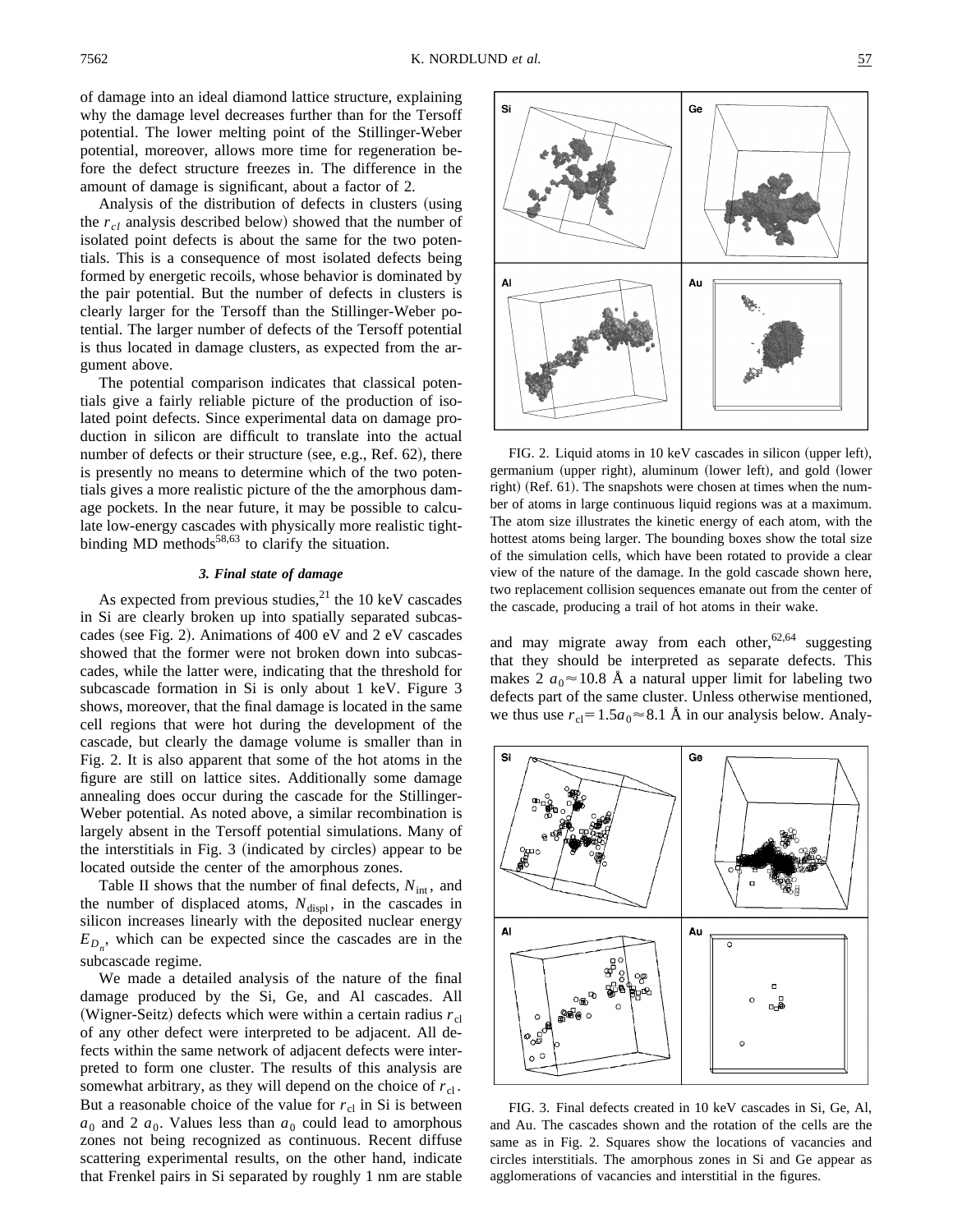of damage into an ideal diamond lattice structure, explaining why the damage level decreases further than for the Tersoff potential. The lower melting point of the Stillinger-Weber potential, moreover, allows more time for regeneration before the defect structure freezes in. The difference in the amount of damage is significant, about a factor of 2.

Analysis of the distribution of defects in clusters (using the $r_{cl}$ analysis described below) showed that the number of isolated point defects is about the same for the two potentials. This is a consequence of most isolated defects being formed by energetic recoils, whose behavior is dominated by the pair potential. But the number of defects in clusters is clearly larger for the Tersoff than the Stillinger-Weber potential. The larger number of defects of the Tersoff potential is thus located in damage clusters, as expected from the argument above.

The potential comparison indicates that classical potentials give a fairly reliable picture of the production of isolated point defects. Since experimental data on damage production in silicon are difficult to translate into the actual number of defects or their structure (see, e.g., Ref. 62), there is presently no means to determine which of the two potentials gives a more realistic picture of the the amorphous damage pockets. In the near future, it may be possible to calculate low-energy cascades with physically more realistic tight-binding MD methods[58,63] to clarify the situation.

### 3. Final state of damage

As expected from previous studies,[21] the 10 keV cascades in Si are clearly broken up into spatially separated subcascades (see Fig. 2). Animations of 400 eV and 2 eV cascades showed that the former were not broken down into subcascades, while the latter were, indicating that the threshold for subcascade formation in Si is only about 1 keV. Figure 3 shows, moreover, that the final damage is located in the same cell regions that were hot during the development of the cascade, but clearly the damage volume is smaller than in Fig. 2. It is also apparent that some of the hot atoms in the figure are still on lattice sites. Additionally some damage annealing does occur during the cascade for the Stillinger-Weber potential. As noted above, a similar recombination is largely absent in the Tersoff potential simulations. Many of the interstitials in Fig. 3 (indicated by circles) appear to be located outside the center of the amorphous zones.

Table II shows that the number of final defects, $N_{\mathrm{int}}$, and the number of displaced atoms, $N_{\mathrm{displ}}$, in the cascades in silicon increases linearly with the deposited nuclear energy $E_{D_n}$, which can be expected since the cascades are in the subcascade regime.

We made a detailed analysis of the nature of the final damage produced by the Si, Ge, and Al cascades. All (Wigner-Seitz) defects which were within a certain radius $r_{\mathrm{cl}}$ of any other defect were interpreted to be adjacent. All defects within the same network of adjacent defects were interpreted to form one cluster. The results of this analysis are somewhat arbitrary, as they will depend on the choice of $r_{\mathrm{cl}}$. But a reasonable choice of the value for $r_{\mathrm{cl}}$ in Si is between $a_0$ and $2\ a_0$. Values less than $a_0$ could lead to amorphous zones not being recognized as continuous. Recent diffuse scattering experimental results, on the other hand, indicate that Frenkel pairs in Si separated by roughly 1 nm are stable and may migrate away from each other,[62,64] suggesting that they should be interpreted as separate defects. This makes $2\ a_0 \approx 10.8$ Å a natural upper limit for labeling two defects part of the same cluster. Unless otherwise mentioned, we thus use $r_{\mathrm{cl}} = 1.5 a_0 \approx 8.1$ Å in our analysis below. Analy-

Si
Ge
Al
Au

FIG. 2. Liquid atoms in 10 keV cascades in silicon (upper left), germanium (upper right), aluminum (lower left), and gold (lower right) (Ref. 61). The snapshots were chosen at times when the number of atoms in large continuous liquid regions was at a maximum. The atom size illustrates the kinetic energy of each atom, with the hottest atoms being larger. The bounding boxes show the total size of the simulation cells, which have been rotated to provide a clear view of the nature of the damage. In the gold cascade shown here, two replacement collision sequences emanate out from the center of the cascade, producing a trail of hot atoms in their wake.

Si
Ge
Al
Au

FIG. 3. Final defects created in 10 keV cascades in Si, Ge, Al, and Au. The cascades shown and the rotation of the cells are the same as in Fig. 2. Squares show the locations of vacancies and circles interstitials. The amorphous zones in Si and Ge appear as agglomerations of vacancies and interstitial in the figures.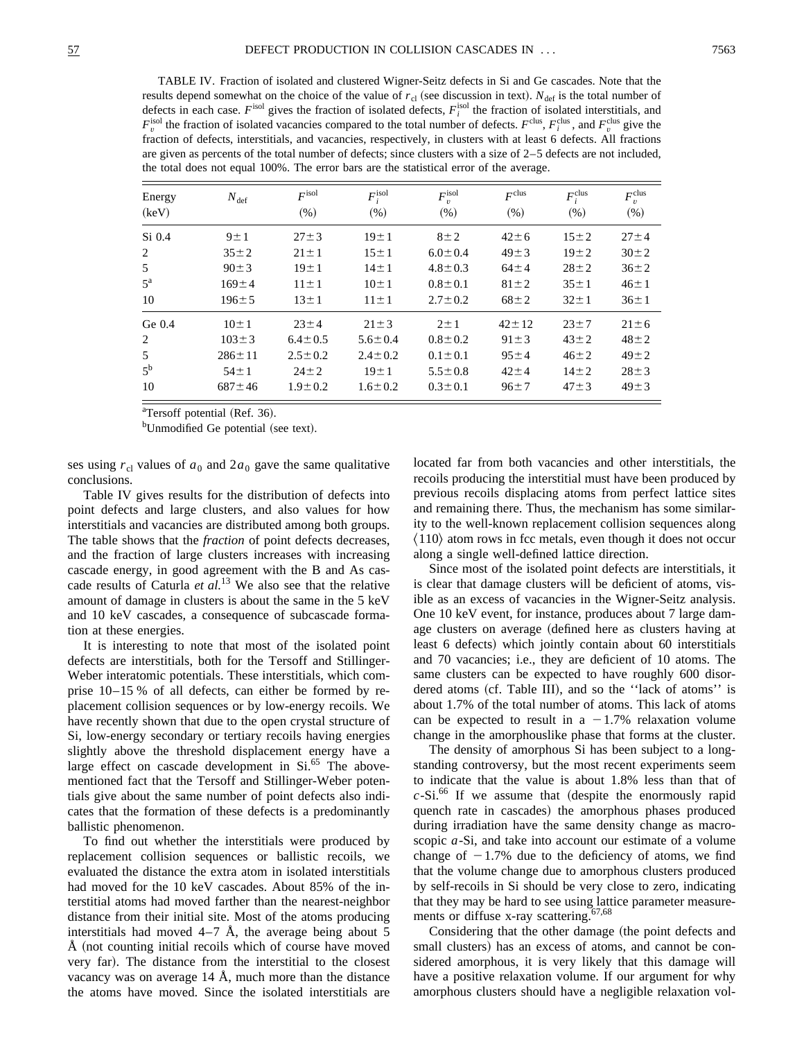TABLE IV. Fraction of isolated and clustered Wigner-Seitz defects in Si and Ge cascades. Note that the results depend somewhat on the choice of the value of $r_{cl}$ (see discussion in text). $N_{def}$ is the total number of defects in each case. $F^{isol}$ gives the fraction of isolated defects, $F_i^{isol}$ the fraction of isolated interstitials, and $F_v^{isol}$ the fraction of isolated vacancies compared to the total number of defects. $F^{clus}$, $F_i^{clus}$, and $F_v^{clus}$ give the fraction of defects, interstitials, and vacancies, respectively, in clusters with at least 6 defects. All fractions are given as percents of the total number of defects; since clusters with a size of 2–5 defects are not included, the total does not equal 100%. The error bars are the statistical error of the average.

| Energy (keV) | $N_{def}$ | $F^{isol}$ (%) | $F_i^{isol}$ (%) | $F_v^{isol}$ (%) | $F^{clus}$ (%) | $F_i^{clus}$ (%) | $F_v^{clus}$ (%) |
|---|---|---|---|---|---|---|---|
| Si 0.4 | $9\pm1$ | $27\pm3$ | $19\pm1$ | $8\pm2$ | $42\pm6$ | $15\pm2$ | $27\pm4$ |
| 2 | $35\pm2$ | $21\pm1$ | $15\pm1$ | $6.0\pm0.4$ | $49\pm3$ | $19\pm2$ | $30\pm2$ |
| 5 | $90\pm3$ | $19\pm1$ | $14\pm1$ | $4.8\pm0.3$ | $64\pm4$ | $28\pm2$ | $36\pm2$ |
| 5[a] | $169\pm4$ | $11\pm1$ | $10\pm1$ | $0.8\pm0.1$ | $81\pm2$ | $35\pm1$ | $46\pm1$ |
| 10 | $196\pm5$ | $13\pm1$ | $11\pm1$ | $2.7\pm0.2$ | $68\pm2$ | $32\pm1$ | $36\pm1$ |
| Ge 0.4 | $10\pm1$ | $23\pm4$ | $21\pm3$ | $2\pm1$ | $42\pm12$ | $23\pm7$ | $21\pm6$ |
| 2 | $103\pm3$ | $6.4\pm0.5$ | $5.6\pm0.4$ | $0.8\pm0.2$ | $91\pm3$ | $43\pm2$ | $48\pm2$ |
| 5 | $286\pm11$ | $2.5\pm0.2$ | $2.4\pm0.2$ | $0.1\pm0.1$ | $95\pm4$ | $46\pm2$ | $49\pm2$ |
| 5[b] | $54\pm1$ | $24\pm2$ | $19\pm1$ | $5.5\pm0.8$ | $42\pm4$ | $14\pm2$ | $28\pm3$ |
| 10 | $687\pm46$ | $1.9\pm0.2$ | $1.6\pm0.2$ | $0.3\pm0.1$ | $96\pm7$ | $47\pm3$ | $49\pm3$ |

[a]Tersoff potential (Ref. 36).

[b]Unmodified Ge potential (see text).

ses using $r_{cl}$ values of $a_0$ and $2a_0$ gave the same qualitative conclusions.

Table IV gives results for the distribution of defects into point defects and large clusters, and also values for how interstitials and vacancies are distributed among both groups. The table shows that the *fraction* of point defects decreases, and the fraction of large clusters increases with increasing cascade energy, in good agreement with the B and As cascade results of Caturla *et al.*[13] We also see that the relative amount of damage in clusters is about the same in the 5 keV and 10 keV cascades, a consequence of subcascade formation at these energies.

It is interesting to note that most of the isolated point defects are interstitials, both for the Tersoff and Stillinger-Weber interatomic potentials. These interstitials, which comprise 10–15 % of all defects, can either be formed by replacement collision sequences or by low-energy recoils. We have recently shown that due to the open crystal structure of Si, low-energy secondary or tertiary recoils having energies slightly above the threshold displacement energy have a large effect on cascade development in Si.[65] The above-mentioned fact that the Tersoff and Stillinger-Weber potentials give about the same number of point defects also indicates that the formation of these defects is a predominantly ballistic phenomenon.

To find out whether the interstitials were produced by replacement collision sequences or ballistic recoils, we evaluated the distance the extra atom in isolated interstitials had moved for the 10 keV cascades. About 85% of the interstitial atoms had moved farther than the nearest-neighbor distance from their initial site. Most of the atoms producing interstitials had moved 4–7 Å, the average being about 5 Å (not counting initial recoils which of course have moved very far). The distance from the interstitial to the closest vacancy was on average 14 Å, much more than the distance the atoms have moved. Since the isolated interstitials are located far from both vacancies and other interstitials, the recoils producing the interstitial must have been produced by previous recoils displacing atoms from perfect lattice sites and remaining there. Thus, the mechanism has some similarity to the well-known replacement collision sequences along $\langle 110 \rangle$ atom rows in fcc metals, even though it does not occur along a single well-defined lattice direction.

Since most of the isolated point defects are interstitials, it is clear that damage clusters will be deficient of atoms, visible as an excess of vacancies in the Wigner-Seitz analysis. One 10 keV event, for instance, produces about 7 large damage clusters on average (defined here as clusters having at least 6 defects) which jointly contain about 60 interstitials and 70 vacancies; i.e., they are deficient of 10 atoms. The same clusters can be expected to have roughly 600 disordered atoms (cf. Table III), and so the ''lack of atoms'' is about 1.7% of the total number of atoms. This lack of atoms can be expected to result in a $-1.7\%$ relaxation volume change in the amorphouslike phase that forms at the cluster.

The density of amorphous Si has been subject to a long-standing controversy, but the most recent experiments seem to indicate that the value is about 1.8% less than that of $c$-Si.[66] If we assume that (despite the enormously rapid quench rate in cascades) the amorphous phases produced during irradiation have the same density change as macroscopic $a$-Si, and take into account our estimate of a volume change of $-1.7\%$ due to the deficiency of atoms, we find that the volume change due to amorphous clusters produced by self-recoils in Si should be very close to zero, indicating that they may be hard to see using lattice parameter measurements or diffuse x-ray scattering.[67,68]

Considering that the other damage (the point defects and small clusters) has an excess of atoms, and cannot be considered amorphous, it is very likely that this damage will have a positive relaxation volume. If our argument for why amorphous clusters should have a negligible relaxation vol-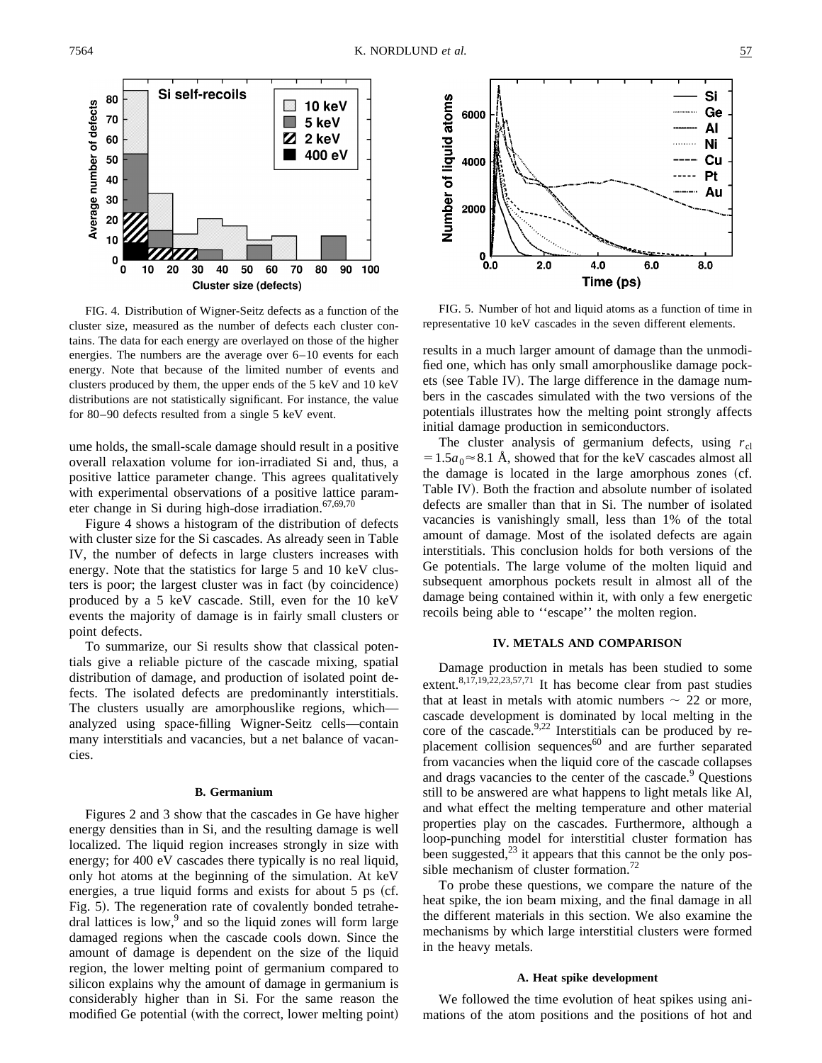FIG. 4. Distribution of Wigner-Seitz defects as a function of the cluster size, measured as the number of defects each cluster contains. The data for each energy are overlayed on those of the higher energies. The numbers are the average over 6–10 events for each energy. Note that because of the limited number of events and clusters produced by them, the upper ends of the 5 keV and 10 keV distributions are not statistically significant. For instance, the value for 80–90 defects resulted from a single 5 keV event.

FIG. 5. Number of hot and liquid atoms as a function of time in representative 10 keV cascades in the seven different elements.

ume holds, the small-scale damage should result in a positive overall relaxation volume for ion-irradiated Si and, thus, a positive lattice parameter change. This agrees qualitatively with experimental observations of a positive lattice parameter change in Si during high-dose irradiation.[67,69,70]

Figure 4 shows a histogram of the distribution of defects with cluster size for the Si cascades. As already seen in Table IV, the number of defects in large clusters increases with energy. Note that the statistics for large 5 and 10 keV clusters is poor; the largest cluster was in fact (by coincidence) produced by a 5 keV cascade. Still, even for the 10 keV events the majority of damage is in fairly small clusters or point defects.

To summarize, our Si results show that classical potentials give a reliable picture of the cascade mixing, spatial distribution of damage, and production of isolated point defects. The isolated defects are predominantly interstitials. The clusters usually are amorphouslike regions, which—analyzed using space-filling Wigner-Seitz cells—contain many interstitials and vacancies, but a net balance of vacancies.

### B. Germanium

Figures 2 and 3 show that the cascades in Ge have higher energy densities than in Si, and the resulting damage is well localized. The liquid region increases strongly in size with energy; for 400 eV cascades there typically is no real liquid, only hot atoms at the beginning of the simulation. At keV energies, a true liquid forms and exists for about 5 ps (cf. Fig. 5). The regeneration rate of covalently bonded tetrahedral lattices is low,[9] and so the liquid zones will form large damaged regions when the cascade cools down. Since the amount of damage is dependent on the size of the liquid region, the lower melting point of germanium compared to silicon explains why the amount of damage in germanium is considerably higher than in Si. For the same reason the modified Ge potential (with the correct, lower melting point) results in a much larger amount of damage than the unmodified one, which has only small amorphouslike damage pockets (see Table IV). The large difference in the damage numbers in the cascades simulated with the two versions of the potentials illustrates how the melting point strongly affects initial damage production in semiconductors.

The cluster analysis of germanium defects, using $r_{\rm cl} = 1.5a_0 \approx 8.1$ Å, showed that for the keV cascades almost all the damage is located in the large amorphous zones (cf. Table IV). Both the fraction and absolute number of isolated defects are smaller than that in Si. The number of isolated vacancies is vanishingly small, less than 1% of the total amount of damage. Most of the isolated defects are again interstitials. This conclusion holds for both versions of the Ge potentials. The large volume of the molten liquid and subsequent amorphous pockets result in almost all of the damage being contained within it, with only a few energetic recoils being able to ''escape'' the molten region.

## IV. METALS AND COMPARISON

Damage production in metals has been studied to some extent.[8,17,19,22,23,57,71] It has become clear from past studies that at least in metals with atomic numbers $\sim$ 22 or more, cascade development is dominated by local melting in the core of the cascade.[9,22] Interstitials can be produced by replacement collision sequences[60] and are further separated from vacancies when the liquid core of the cascade collapses and drags vacancies to the center of the cascade.[9] Questions still to be answered are what happens to light metals like Al, and what effect the melting temperature and other material properties play on the cascades. Furthermore, although a loop-punching model for interstitial cluster formation has been suggested,[23] it appears that this cannot be the only possible mechanism of cluster formation.[72]

To probe these questions, we compare the nature of the heat spike, the ion beam mixing, and the final damage in all the different materials in this section. We also examine the mechanisms by which large interstitial clusters were formed in the heavy metals.

### A. Heat spike development

We followed the time evolution of heat spikes using animations of the atom positions and the positions of hot and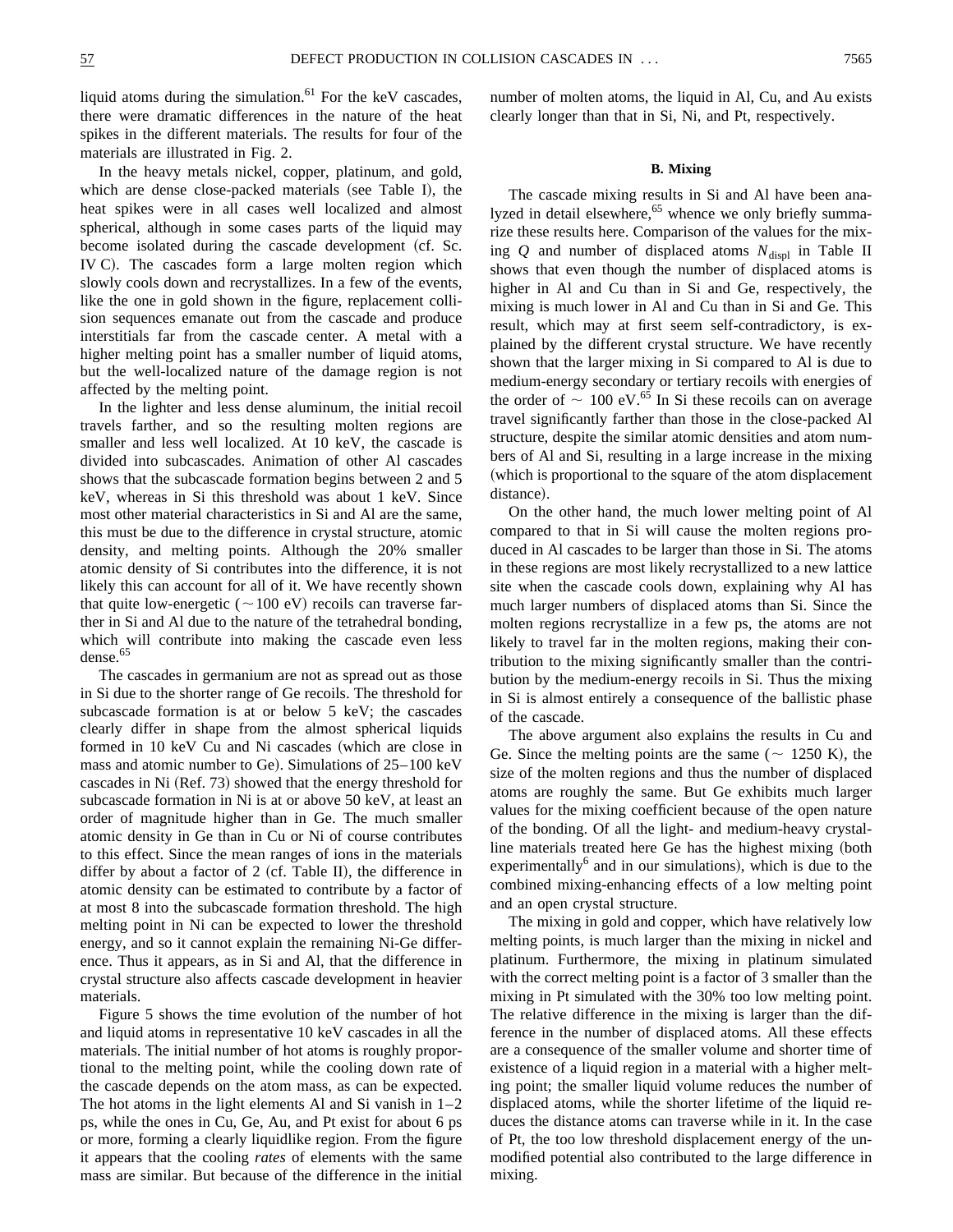liquid atoms during the simulation.[61] For the keV cascades, there were dramatic differences in the nature of the heat spikes in the different materials. The results for four of the materials are illustrated in Fig. 2.

In the heavy metals nickel, copper, platinum, and gold, which are dense close-packed materials (see Table I), the heat spikes were in all cases well localized and almost spherical, although in some cases parts of the liquid may become isolated during the cascade development (cf. Sc. IV C). The cascades form a large molten region which slowly cools down and recrystallizes. In a few of the events, like the one in gold shown in the figure, replacement collision sequences emanate out from the cascade and produce interstitials far from the cascade center. A metal with a higher melting point has a smaller number of liquid atoms, but the well-localized nature of the damage region is not affected by the melting point.

In the lighter and less dense aluminum, the initial recoil travels farther, and so the resulting molten regions are smaller and less well localized. At 10 keV, the cascade is divided into subcascades. Animation of other Al cascades shows that the subcascade formation begins between 2 and 5 keV, whereas in Si this threshold was about 1 keV. Since most other material characteristics in Si and Al are the same, this must be due to the difference in crystal structure, atomic density, and melting points. Although the 20% smaller atomic density of Si contributes into the difference, it is not likely this can account for all of it. We have recently shown that quite low-energetic ($\sim$100 eV) recoils can traverse farther in Si and Al due to the nature of the tetrahedral bonding, which will contribute into making the cascade even less dense.[65]

The cascades in germanium are not as spread out as those in Si due to the shorter range of Ge recoils. The threshold for subcascade formation is at or below 5 keV; the cascades clearly differ in shape from the almost spherical liquids formed in 10 keV Cu and Ni cascades (which are close in mass and atomic number to Ge). Simulations of 25–100 keV cascades in Ni (Ref. 73) showed that the energy threshold for subcascade formation in Ni is at or above 50 keV, at least an order of magnitude higher than in Ge. The much smaller atomic density in Ge than in Cu or Ni of course contributes to this effect. Since the mean ranges of ions in the materials differ by about a factor of 2 (cf. Table II), the difference in atomic density can be estimated to contribute by a factor of at most 8 into the subcascade formation threshold. The high melting point in Ni can be expected to lower the threshold energy, and so it cannot explain the remaining Ni-Ge difference. Thus it appears, as in Si and Al, that the difference in crystal structure also affects cascade development in heavier materials.

Figure 5 shows the time evolution of the number of hot and liquid atoms in representative 10 keV cascades in all the materials. The initial number of hot atoms is roughly proportional to the melting point, while the cooling down rate of the cascade depends on the atom mass, as can be expected. The hot atoms in the light elements Al and Si vanish in 1–2 ps, while the ones in Cu, Ge, Au, and Pt exist for about 6 ps or more, forming a clearly liquidlike region. From the figure it appears that the cooling *rates* of elements with the same mass are similar. But because of the difference in the initial number of molten atoms, the liquid in Al, Cu, and Au exists clearly longer than that in Si, Ni, and Pt, respectively.

### B. Mixing

The cascade mixing results in Si and Al have been analyzed in detail elsewhere,[65] whence we only briefly summarize these results here. Comparison of the values for the mixing $Q$ and number of displaced atoms $N_{\rm displ}$ in Table II shows that even though the number of displaced atoms is higher in Al and Cu than in Si and Ge, respectively, the mixing is much lower in Al and Cu than in Si and Ge. This result, which may at first seem self-contradictory, is explained by the different crystal structure. We have recently shown that the larger mixing in Si compared to Al is due to medium-energy secondary or tertiary recoils with energies of the order of $\sim$ 100 eV.[65] In Si these recoils can on average travel significantly farther than those in the close-packed Al structure, despite the similar atomic densities and atom numbers of Al and Si, resulting in a large increase in the mixing (which is proportional to the square of the atom displacement distance).

On the other hand, the much lower melting point of Al compared to that in Si will cause the molten regions produced in Al cascades to be larger than those in Si. The atoms in these regions are most likely recrystallized to a new lattice site when the cascade cools down, explaining why Al has much larger numbers of displaced atoms than Si. Since the molten regions recrystallize in a few ps, the atoms are not likely to travel far in the molten regions, making their contribution to the mixing significantly smaller than the contribution by the medium-energy recoils in Si. Thus the mixing in Si is almost entirely a consequence of the ballistic phase of the cascade.

The above argument also explains the results in Cu and Ge. Since the melting points are the same ($\sim$ 1250 K), the size of the molten regions and thus the number of displaced atoms are roughly the same. But Ge exhibits much larger values for the mixing coefficient because of the open nature of the bonding. Of all the light- and medium-heavy crystalline materials treated here Ge has the highest mixing (both experimentally[6] and in our simulations), which is due to the combined mixing-enhancing effects of a low melting point and an open crystal structure.

The mixing in gold and copper, which have relatively low melting points, is much larger than the mixing in nickel and platinum. Furthermore, the mixing in platinum simulated with the correct melting point is a factor of 3 smaller than the mixing in Pt simulated with the 30% too low melting point. The relative difference in the mixing is larger than the difference in the number of displaced atoms. All these effects are a consequence of the smaller volume and shorter time of existence of a liquid region in a material with a higher melting point; the smaller liquid volume reduces the number of displaced atoms, while the shorter lifetime of the liquid reduces the distance atoms can traverse while in it. In the case of Pt, the too low threshold displacement energy of the unmodified potential also contributed to the large difference in mixing.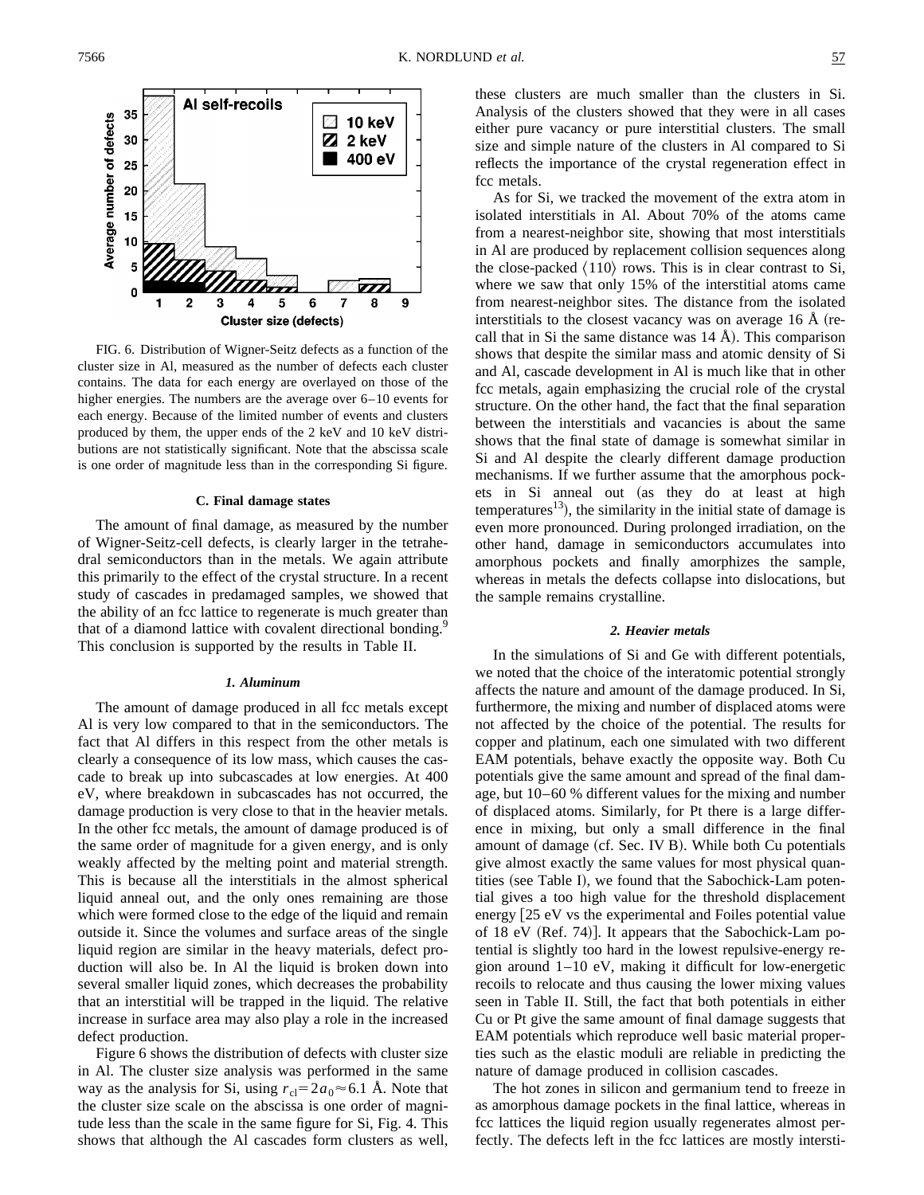Al self-recoils

10 keV
2 keV
400 eV

Average number of defects

0
5
10
15
20
25
30
35

1 2 3 4 5 6 7 8 9

Cluster size (defects)

FIG. 6. Distribution of Wigner-Seitz defects as a function of the cluster size in Al, measured as the number of defects each cluster contains. The data for each energy are overlayed on those of the higher energies. The numbers are the average over 6–10 events for each energy. Because of the limited number of events and clusters produced by them, the upper ends of the 2 keV and 10 keV distributions are not statistically significant. Note that the abscissa scale is one order of magnitude less than in the corresponding Si figure.

### C. Final damage states

The amount of final damage, as measured by the number of Wigner-Seitz-cell defects, is clearly larger in the tetrahedral semiconductors than in the metals. We again attribute this primarily to the effect of the crystal structure. In a recent study of cascades in predamaged samples, we showed that the ability of an fcc lattice to regenerate is much greater than that of a diamond lattice with covalent directional bonding.[9] This conclusion is supported by the results in Table II.

#### *1. Aluminum*

The amount of damage produced in all fcc metals except Al is very low compared to that in the semiconductors. The fact that Al differs in this respect from the other metals is clearly a consequence of its low mass, which causes the cascade to break up into subcascades at low energies. At 400 eV, where breakdown in subcascades has not occurred, the damage production is very close to that in the heavier metals. In the other fcc metals, the amount of damage produced is of the same order of magnitude for a given energy, and is only weakly affected by the melting point and material strength. This is because all the interstitials in the almost spherical liquid anneal out, and the only ones remaining are those which were formed close to the edge of the liquid and remain outside it. Since the volumes and surface areas of the single liquid region are similar in the heavy materials, defect production will also be. In Al the liquid is broken down into several smaller liquid zones, which decreases the probability that an interstitial will be trapped in the liquid. The relative increase in surface area may also play a role in the increased defect production.

Figure 6 shows the distribution of defects with cluster size in Al. The cluster size analysis was performed in the same way as the analysis for Si, using $r_{\rm cl}=2a_0\approx 6.1$ Å. Note that the cluster size scale on the abscissa is one order of magnitude less than the scale in the same figure for Si, Fig. 4. This shows that although the Al cascades form clusters as well, these clusters are much smaller than the clusters in Si. Analysis of the clusters showed that they were in all cases either pure vacancy or pure interstitial clusters. The small size and simple nature of the clusters in Al compared to Si reflects the importance of the crystal regeneration effect in fcc metals.

As for Si, we tracked the movement of the extra atom in isolated interstitials in Al. About 70% of the atoms came from a nearest-neighbor site, showing that most interstitials in Al are produced by replacement collision sequences along the close-packed $\langle 110\rangle$ rows. This is in clear contrast to Si, where we saw that only 15% of the interstitial atoms came from nearest-neighbor sites. The distance from the isolated interstitials to the closest vacancy was on average 16 Å (recall that in Si the same distance was 14 Å). This comparison shows that despite the similar mass and atomic density of Si and Al, cascade development in Al is much like that in other fcc metals, again emphasizing the crucial role of the crystal structure. On the other hand, the fact that the final separation between the interstitials and vacancies is about the same shows that the final state of damage is somewhat similar in Si and Al despite the clearly different damage production mechanisms. If we further assume that the amorphous pockets in Si anneal out (as they do at least at high temperatures[13]), the similarity in the initial state of damage is even more pronounced. During prolonged irradiation, on the other hand, damage in semiconductors accumulates into amorphous pockets and finally amorphizes the sample, whereas in metals the defects collapse into dislocations, but the sample remains crystalline.

#### *2. Heavier metals*

In the simulations of Si and Ge with different potentials, we noted that the choice of the interatomic potential strongly affects the nature and amount of the damage produced. In Si, furthermore, the mixing and number of displaced atoms were not affected by the choice of the potential. The results for copper and platinum, each one simulated with two different EAM potentials, behave exactly the opposite way. Both Cu potentials give the same amount and spread of the final damage, but 10–60 % different values for the mixing and number of displaced atoms. Similarly, for Pt there is a large difference in mixing, but only a small difference in the final amount of damage (cf. Sec. IV B). While both Cu potentials give almost exactly the same values for most physical quantities (see Table I), we found that the Sabochick-Lam potential gives a too high value for the threshold displacement energy [25 eV vs the experimental and Foiles potential value of 18 eV (Ref. 74)]. It appears that the Sabochick-Lam potential is slightly too hard in the lowest repulsive-energy region around 1–10 eV, making it difficult for low-energetic recoils to relocate and thus causing the lower mixing values seen in Table II. Still, the fact that both potentials in either Cu or Pt give the same amount of final damage suggests that EAM potentials which reproduce well basic material properties such as the elastic moduli are reliable in predicting the nature of damage produced in collision cascades.

The hot zones in silicon and germanium tend to freeze in as amorphous damage pockets in the final lattice, whereas in fcc lattices the liquid region usually regenerates almost perfectly. The defects left in the fcc lattices are mostly intersti-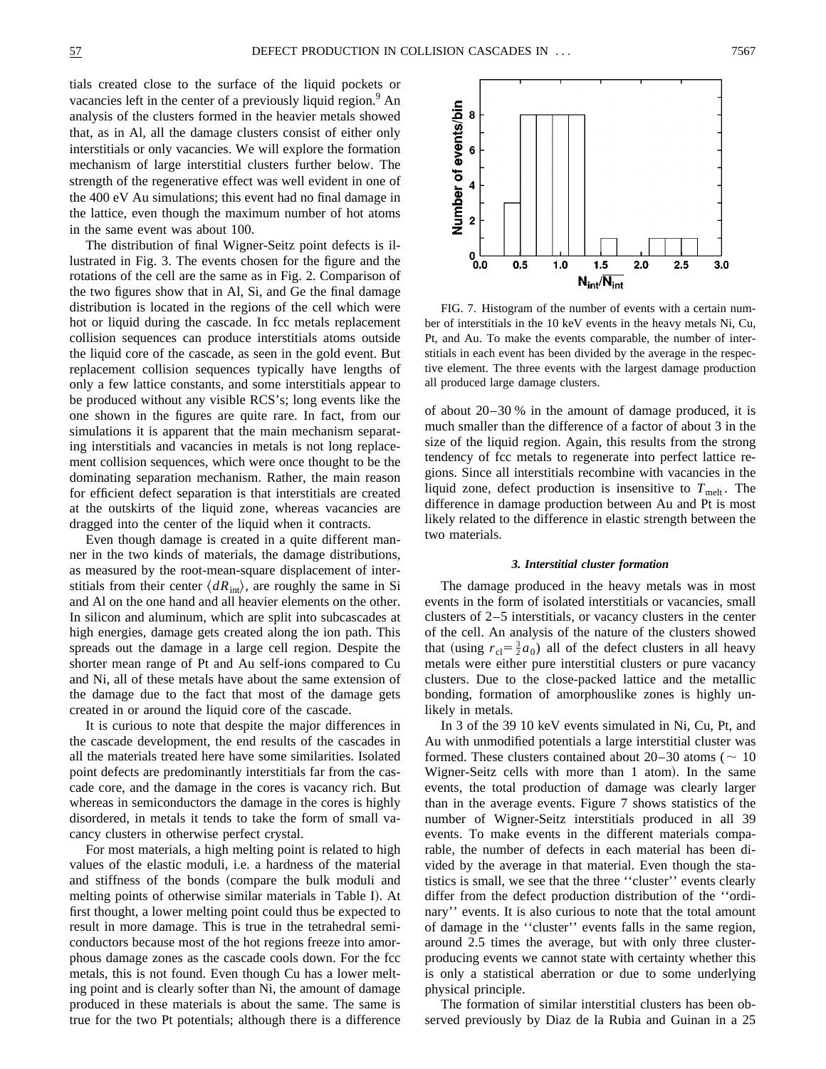tials created close to the surface of the liquid pockets or vacancies left in the center of a previously liquid region.[9] An analysis of the clusters formed in the heavier metals showed that, as in Al, all the damage clusters consist of either only interstitials or only vacancies. We will explore the formation mechanism of large interstitial clusters further below. The strength of the regenerative effect was well evident in one of the 400 eV Au simulations; this event had no final damage in the lattice, even though the maximum number of hot atoms in the same event was about 100.

The distribution of final Wigner-Seitz point defects is illustrated in Fig. 3. The events chosen for the figure and the rotations of the cell are the same as in Fig. 2. Comparison of the two figures show that in Al, Si, and Ge the final damage distribution is located in the regions of the cell which were hot or liquid during the cascade. In fcc metals replacement collision sequences can produce interstitials atoms outside the liquid core of the cascade, as seen in the gold event. But replacement collision sequences typically have lengths of only a few lattice constants, and some interstitials appear to be produced without any visible RCS's; long events like the one shown in the figures are quite rare. In fact, from our simulations it is apparent that the main mechanism separating interstitials and vacancies in metals is not long replacement collision sequences, which were once thought to be the dominating separation mechanism. Rather, the main reason for efficient defect separation is that interstitials are created at the outskirts of the liquid zone, whereas vacancies are dragged into the center of the liquid when it contracts.

Even though damage is created in a quite different manner in the two kinds of materials, the damage distributions, as measured by the root-mean-square displacement of interstitials from their center $\langle dR_{\mathrm{int}}\rangle$, are roughly the same in Si and Al on the one hand and all heavier elements on the other. In silicon and aluminum, which are split into subcascades at high energies, damage gets created along the ion path. This spreads out the damage in a large cell region. Despite the shorter mean range of Pt and Au self-ions compared to Cu and Ni, all of these metals have about the same extension of the damage due to the fact that most of the damage gets created in or around the liquid core of the cascade.

It is curious to note that despite the major differences in the cascade development, the end results of the cascades in all the materials treated here have some similarities. Isolated point defects are predominantly interstitials far from the cascade core, and the damage in the cores is vacancy rich. But whereas in semiconductors the damage in the cores is highly disordered, in metals it tends to take the form of small vacancy clusters in otherwise perfect crystal.

For most materials, a high melting point is related to high values of the elastic moduli, i.e. a hardness of the material and stiffness of the bonds (compare the bulk moduli and melting points of otherwise similar materials in Table I). At first thought, a lower melting point could thus be expected to result in more damage. This is true in the tetrahedral semiconductors because most of the hot regions freeze into amorphous damage zones as the cascade cools down. For the fcc metals, this is not found. Even though Cu has a lower melting point and is clearly softer than Ni, the amount of damage produced in these materials is about the same. The same is true for the two Pt potentials; although there is a difference of about 20–30 % in the amount of damage produced, it is much smaller than the difference of a factor of about 3 in the size of the liquid region. Again, this results from the strong tendency of fcc metals to regenerate into perfect lattice regions. Since all interstitials recombine with vacancies in the liquid zone, defect production is insensitive to $T_{\mathrm{melt}}$. The difference in damage production between Au and Pt is most likely related to the difference in elastic strength between the two materials.

Number of events/bin

0 2 4 6 8

0.0 0.5 1.0 1.5 2.0 2.5 3.0

$N_{int}/\overline{N_{int}}$

FIG. 7. Histogram of the number of events with a certain number of interstitials in the 10 keV events in the heavy metals Ni, Cu, Pt, and Au. To make the events comparable, the number of interstitials in each event has been divided by the average in the respective element. The three events with the largest damage production all produced large damage clusters.

### 3. Interstitial cluster formation

The damage produced in the heavy metals was in most events in the form of isolated interstitials or vacancies, small clusters of 2–5 interstitials, or vacancy clusters in the center of the cell. An analysis of the nature of the clusters showed that (using $r_{\mathrm{cl}}=\frac{3}{2}a_0$) all of the defect clusters in all heavy metals were either pure interstitial clusters or pure vacancy clusters. Due to the close-packed lattice and the metallic bonding, formation of amorphouslike zones is highly unlikely in metals.

In 3 of the 39 10 keV events simulated in Ni, Cu, Pt, and Au with unmodified potentials a large interstitial cluster was formed. These clusters contained about 20–30 atoms ($\sim$ 10 Wigner-Seitz cells with more than 1 atom). In the same events, the total production of damage was clearly larger than in the average events. Figure 7 shows statistics of the number of Wigner-Seitz interstitials produced in all 39 events. To make events in the different materials comparable, the number of defects in each material has been divided by the average in that material. Even though the statistics is small, we see that the three ''cluster'' events clearly differ from the defect production distribution of the ''ordinary'' events. It is also curious to note that the total amount of damage in the ''cluster'' events falls in the same region, around 2.5 times the average, but with only three cluster-producing events we cannot state with certainty whether this is only a statistical aberration or due to some underlying physical principle.

The formation of similar interstitial clusters has been observed previously by Diaz de la Rubia and Guinan in a 25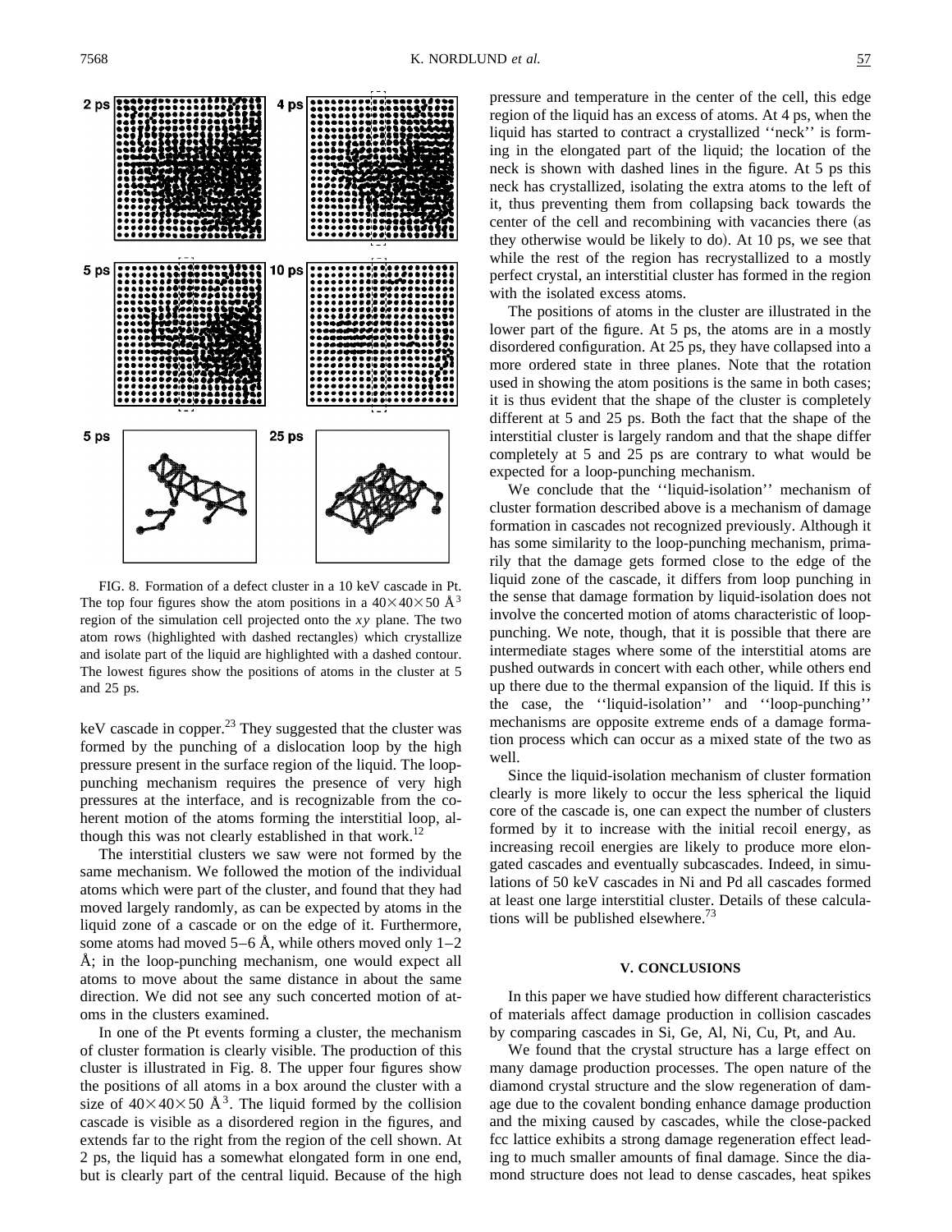2 ps

4 ps

5 ps

10 ps

5 ps

25 ps

FIG. 8. Formation of a defect cluster in a 10 keV cascade in Pt. The top four figures show the atom positions in a $40\times40\times50$ Å$^3$ region of the simulation cell projected onto the $xy$ plane. The two atom rows (highlighted with dashed rectangles) which crystallize and isolate part of the liquid are highlighted with a dashed contour. The lowest figures show the positions of atoms in the cluster at 5 and 25 ps.

keV cascade in copper.[23] They suggested that the cluster was formed by the punching of a dislocation loop by the high pressure present in the surface region of the liquid. The loop-punching mechanism requires the presence of very high pressures at the interface, and is recognizable from the coherent motion of the atoms forming the interstitial loop, although this was not clearly established in that work.[12]

The interstitial clusters we saw were not formed by the same mechanism. We followed the motion of the individual atoms which were part of the cluster, and found that they had moved largely randomly, as can be expected by atoms in the liquid zone of a cascade or on the edge of it. Furthermore, some atoms had moved 5–6 Å, while others moved only 1–2 Å; in the loop-punching mechanism, one would expect all atoms to move about the same distance in about the same direction. We did not see any such concerted motion of atoms in the clusters examined.

In one of the Pt events forming a cluster, the mechanism of cluster formation is clearly visible. The production of this cluster is illustrated in Fig. 8. The upper four figures show the positions of all atoms in a box around the cluster with a size of $40\times40\times50$ Å$^3$. The liquid formed by the collision cascade is visible as a disordered region in the figures, and extends far to the right from the region of the cell shown. At 2 ps, the liquid has a somewhat elongated form in one end, but is clearly part of the central liquid. Because of the high pressure and temperature in the center of the cell, this edge region of the liquid has an excess of atoms. At 4 ps, when the liquid has started to contract a crystallized ''neck'' is forming in the elongated part of the liquid; the location of the neck is shown with dashed lines in the figure. At 5 ps this neck has crystallized, isolating the extra atoms to the left of it, thus preventing them from collapsing back towards the center of the cell and recombining with vacancies there (as they otherwise would be likely to do). At 10 ps, we see that while the rest of the region has recrystallized to a mostly perfect crystal, an interstitial cluster has formed in the region with the isolated excess atoms.

The positions of atoms in the cluster are illustrated in the lower part of the figure. At 5 ps, the atoms are in a mostly disordered configuration. At 25 ps, they have collapsed into a more ordered state in three planes. Note that the rotation used in showing the atom positions is the same in both cases; it is thus evident that the shape of the cluster is completely different at 5 and 25 ps. Both the fact that the shape of the interstitial cluster is largely random and that the shape differ completely at 5 and 25 ps are contrary to what would be expected for a loop-punching mechanism.

We conclude that the ''liquid-isolation'' mechanism of cluster formation described above is a mechanism of damage formation in cascades not recognized previously. Although it has some similarity to the loop-punching mechanism, primarily that the damage gets formed close to the edge of the liquid zone of the cascade, it differs from loop punching in the sense that damage formation by liquid-isolation does not involve the concerted motion of atoms characteristic of loop-punching. We note, though, that it is possible that there are intermediate stages where some of the interstitial atoms are pushed outwards in concert with each other, while others end up there due to the thermal expansion of the liquid. If this is the case, the ''liquid-isolation'' and ''loop-punching'' mechanisms are opposite extreme ends of a damage formation process which can occur as a mixed state of the two as well.

Since the liquid-isolation mechanism of cluster formation clearly is more likely to occur the less spherical the liquid core of the cascade is, one can expect the number of clusters formed by it to increase with the initial recoil energy, as increasing recoil energies are likely to produce more elongated cascades and eventually subcascades. Indeed, in simulations of 50 keV cascades in Ni and Pd all cascades formed at least one large interstitial cluster. Details of these calculations will be published elsewhere.[73]

## V. CONCLUSIONS

In this paper we have studied how different characteristics of materials affect damage production in collision cascades by comparing cascades in Si, Ge, Al, Ni, Cu, Pt, and Au.

We found that the crystal structure has a large effect on many damage production processes. The open nature of the diamond crystal structure and the slow regeneration of damage due to the covalent bonding enhance damage production and the mixing caused by cascades, while the close-packed fcc lattice exhibits a strong damage regeneration effect leading to much smaller amounts of final damage. Since the diamond structure does not lead to dense cascades, heat spikes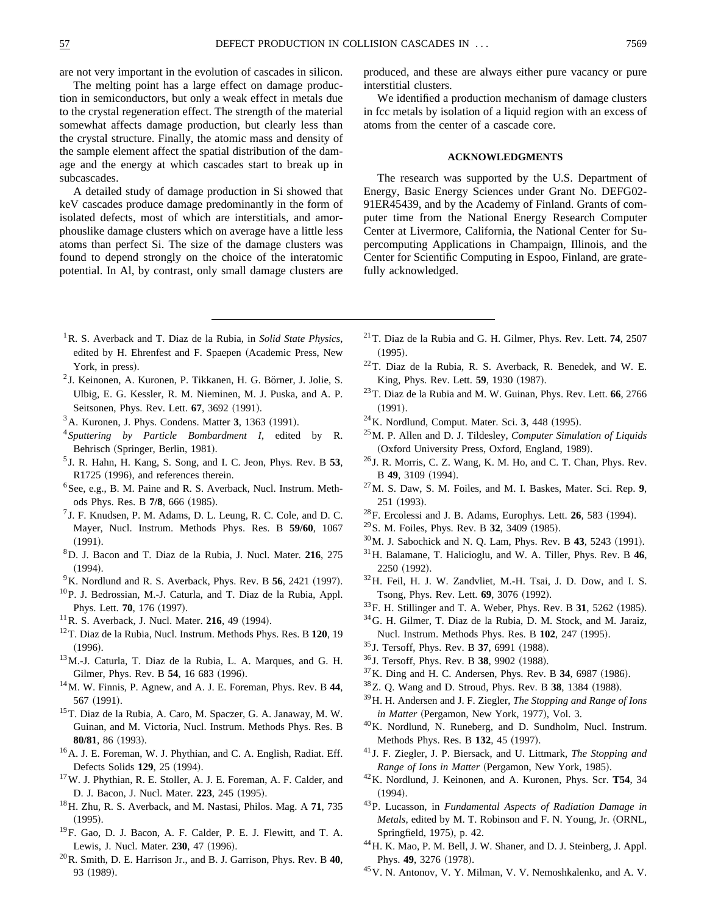are not very important in the evolution of cascades in silicon.

The melting point has a large effect on damage production in semiconductors, but only a weak effect in metals due to the crystal regeneration effect. The strength of the material somewhat affects damage production, but clearly less than the crystal structure. Finally, the atomic mass and density of the sample element affect the spatial distribution of the damage and the energy at which cascades start to break up in subcascades.

A detailed study of damage production in Si showed that keV cascades produce damage predominantly in the form of isolated defects, most of which are interstitials, and amorphouslike damage clusters which on average have a little less atoms than perfect Si. The size of the damage clusters was found to depend strongly on the choice of the interatomic potential. In Al, by contrast, only small damage clusters are produced, and these are always either pure vacancy or pure interstitial clusters.

We identified a production mechanism of damage clusters in fcc metals by isolation of a liquid region with an excess of atoms from the center of a cascade core.

## ACKNOWLEDGMENTS

The research was supported by the U.S. Department of Energy, Basic Energy Sciences under Grant No. DEFG02-91ER45439, and by the Academy of Finland. Grants of computer time from the National Energy Research Computer Center at Livermore, California, the National Center for Supercomputing Applications in Champaign, Illinois, and the Center for Scientific Computing in Espoo, Finland, are gratefully acknowledged.

---

[1] R. S. Averback and T. Diaz de la Rubia, in *Solid State Physics*, edited by H. Ehrenfest and F. Spaepen (Academic Press, New York, in press).

[2] J. Keinonen, A. Kuronen, P. Tikkanen, H. G. Börner, J. Jolie, S. Ulbig, E. G. Kessler, R. M. Nieminen, M. J. Puska, and A. P. Seitsonen, Phys. Rev. Lett. **67**, 3692 (1991).

[3] A. Kuronen, J. Phys. Condens. Matter **3**, 1363 (1991).

[4] *Sputtering by Particle Bombardment I*, edited by R. Behrisch (Springer, Berlin, 1981).

[5] J. R. Hahn, H. Kang, S. Song, and I. C. Jeon, Phys. Rev. B **53**, R1725 (1996), and references therein.

[6] See, e.g., B. M. Paine and R. S. Averback, Nucl. Instrum. Methods Phys. Res. B **7/8**, 666 (1985).

[7] J. F. Knudsen, P. M. Adams, D. L. Leung, R. C. Cole, and D. C. Mayer, Nucl. Instrum. Methods Phys. Res. B **59/60**, 1067 (1991).

[8] D. J. Bacon and T. Diaz de la Rubia, J. Nucl. Mater. **216**, 275 (1994).

[9] K. Nordlund and R. S. Averback, Phys. Rev. B **56**, 2421 (1997).

[10] P. J. Bedrossian, M.-J. Caturla, and T. Diaz de la Rubia, Appl. Phys. Lett. **70**, 176 (1997).

[11] R. S. Averback, J. Nucl. Mater. **216**, 49 (1994).

[12] T. Diaz de la Rubia, Nucl. Instrum. Methods Phys. Res. B **120**, 19 (1996).

[13] M.-J. Caturla, T. Diaz de la Rubia, L. A. Marques, and G. H. Gilmer, Phys. Rev. B **54**, 16 683 (1996).

[14] M. W. Finnis, P. Agnew, and A. J. E. Foreman, Phys. Rev. B **44**, 567 (1991).

[15] T. Diaz de la Rubia, A. Caro, M. Spaczer, G. A. Janaway, M. W. Guinan, and M. Victoria, Nucl. Instrum. Methods Phys. Res. B **80/81**, 86 (1993).

[16] A. J. E. Foreman, W. J. Phythian, and C. A. English, Radiat. Eff. Defects Solids **129**, 25 (1994).

[17] W. J. Phythian, R. E. Stoller, A. J. E. Foreman, A. F. Calder, and D. J. Bacon, J. Nucl. Mater. **223**, 245 (1995).

[18] H. Zhu, R. S. Averback, and M. Nastasi, Philos. Mag. A **71**, 735 (1995).

[19] F. Gao, D. J. Bacon, A. F. Calder, P. E. J. Flewitt, and T. A. Lewis, J. Nucl. Mater. **230**, 47 (1996).

[20] R. Smith, D. E. Harrison Jr., and B. J. Garrison, Phys. Rev. B **40**, 93 (1989).

[21] T. Diaz de la Rubia and G. H. Gilmer, Phys. Rev. Lett. **74**, 2507 (1995).

[22] T. Diaz de la Rubia, R. S. Averback, R. Benedek, and W. E. King, Phys. Rev. Lett. **59**, 1930 (1987).

[23] T. Diaz de la Rubia and M. W. Guinan, Phys. Rev. Lett. **66**, 2766 (1991).

[24] K. Nordlund, Comput. Mater. Sci. **3**, 448 (1995).

[25] M. P. Allen and D. J. Tildesley, *Computer Simulation of Liquids* (Oxford University Press, Oxford, England, 1989).

[26] J. R. Morris, C. Z. Wang, K. M. Ho, and C. T. Chan, Phys. Rev. B **49**, 3109 (1994).

[27] M. S. Daw, S. M. Foiles, and M. I. Baskes, Mater. Sci. Rep. **9**, 251 (1993).

[28] F. Ercolessi and J. B. Adams, Europhys. Lett. **26**, 583 (1994).

[29] S. M. Foiles, Phys. Rev. B **32**, 3409 (1985).

[30] M. J. Sabochick and N. Q. Lam, Phys. Rev. B **43**, 5243 (1991).

[31] H. Balamane, T. Halicioglu, and W. A. Tiller, Phys. Rev. B **46**, 2250 (1992).

[32] H. Feil, H. J. W. Zandvliet, M.-H. Tsai, J. D. Dow, and I. S. Tsong, Phys. Rev. Lett. **69**, 3076 (1992).

[33] F. H. Stillinger and T. A. Weber, Phys. Rev. B **31**, 5262 (1985).

[34] G. H. Gilmer, T. Diaz de la Rubia, D. M. Stock, and M. Jaraiz, Nucl. Instrum. Methods Phys. Res. B **102**, 247 (1995).

[35] J. Tersoff, Phys. Rev. B **37**, 6991 (1988).

[36] J. Tersoff, Phys. Rev. B **38**, 9902 (1988).

[37] K. Ding and H. C. Andersen, Phys. Rev. B **34**, 6987 (1986).

[38] Z. Q. Wang and D. Stroud, Phys. Rev. B **38**, 1384 (1988).

[39] H. H. Andersen and J. F. Ziegler, *The Stopping and Range of Ions in Matter* (Pergamon, New York, 1977), Vol. 3.

[40] K. Nordlund, N. Runeberg, and D. Sundholm, Nucl. Instrum. Methods Phys. Res. B **132**, 45 (1997).

[41] J. F. Ziegler, J. P. Biersack, and U. Littmark, *The Stopping and Range of Ions in Matter* (Pergamon, New York, 1985).

[42] K. Nordlund, J. Keinonen, and A. Kuronen, Phys. Scr. **T54**, 34 (1994).

[43] P. Lucasson, in *Fundamental Aspects of Radiation Damage in Metals*, edited by M. T. Robinson and F. N. Young, Jr. (ORNL, Springfield, 1975), p. 42.

[44] H. K. Mao, P. M. Bell, J. W. Shaner, and D. J. Steinberg, J. Appl. Phys. **49**, 3276 (1978).

[45] V. N. Antonov, V. Y. Milman, V. V. Nemoshkalenko, and A. V.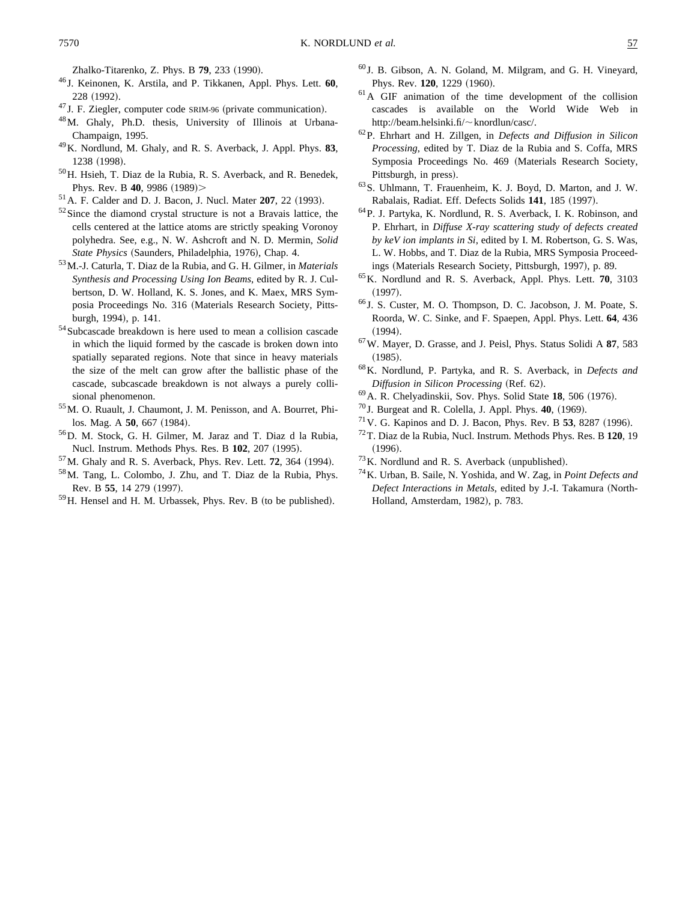Zhalko-Titarenko, Z. Phys. B **79**, 233 (1990).

[46] J. Keinonen, K. Arstila, and P. Tikkanen, Appl. Phys. Lett. **60**, 228 (1992).

[47] J. F. Ziegler, computer code SRIM-96 (private communication).

[48] M. Ghaly, Ph.D. thesis, University of Illinois at Urbana-Champaign, 1995.

[49] K. Nordlund, M. Ghaly, and R. S. Averback, J. Appl. Phys. **83**, 1238 (1998).

[50] H. Hsieh, T. Diaz de la Rubia, R. S. Averback, and R. Benedek, Phys. Rev. B **40**, 9986 (1989)>

[51] A. F. Calder and D. J. Bacon, J. Nucl. Mater **207**, 22 (1993).

[52] Since the diamond crystal structure is not a Bravais lattice, the cells centered at the lattice atoms are strictly speaking Voronoy polyhedra. See, e.g., N. W. Ashcroft and N. D. Mermin, *Solid State Physics* (Saunders, Philadelphia, 1976), Chap. 4.

[53] M.-J. Caturla, T. Diaz de la Rubia, and G. H. Gilmer, in *Materials Synthesis and Processing Using Ion Beams*, edited by R. J. Culbertson, D. W. Holland, K. S. Jones, and K. Maex, MRS Symposia Proceedings No. 316 (Materials Research Society, Pittsburgh, 1994), p. 141.

[54] Subcascade breakdown is here used to mean a collision cascade in which the liquid formed by the cascade is broken down into spatially separated regions. Note that since in heavy materials the size of the melt can grow after the ballistic phase of the cascade, subcascade breakdown is not always a purely collisional phenomenon.

[55] M. O. Ruault, J. Chaumont, J. M. Penisson, and A. Bourret, Philos. Mag. A **50**, 667 (1984).

[56] D. M. Stock, G. H. Gilmer, M. Jaraz and T. Diaz d la Rubia, Nucl. Instrum. Methods Phys. Res. B **102**, 207 (1995).

[57] M. Ghaly and R. S. Averback, Phys. Rev. Lett. **72**, 364 (1994).

[58] M. Tang, L. Colombo, J. Zhu, and T. Diaz de la Rubia, Phys. Rev. B **55**, 14 279 (1997).

[59] H. Hensel and H. M. Urbassek, Phys. Rev. B (to be published).

[60] J. B. Gibson, A. N. Goland, M. Milgram, and G. H. Vineyard, Phys. Rev. **120**, 1229 (1960).

[61] A GIF animation of the time development of the collision cascades is available on the World Wide Web in http://beam.helsinki.fi/~knordlun/casc/.

[62] P. Ehrhart and H. Zillgen, in *Defects and Diffusion in Silicon Processing*, edited by T. Diaz de la Rubia and S. Coffa, MRS Symposia Proceedings No. 469 (Materials Research Society, Pittsburgh, in press).

[63] S. Uhlmann, T. Frauenheim, K. J. Boyd, D. Marton, and J. W. Rabalais, Radiat. Eff. Defects Solids **141**, 185 (1997).

[64] P. J. Partyka, K. Nordlund, R. S. Averback, I. K. Robinson, and P. Ehrhart, in *Diffuse X-ray scattering study of defects created by keV ion implants in Si*, edited by I. M. Robertson, G. S. Was, L. W. Hobbs, and T. Diaz de la Rubia, MRS Symposia Proceedings (Materials Research Society, Pittsburgh, 1997), p. 89.

[65] K. Nordlund and R. S. Averback, Appl. Phys. Lett. **70**, 3103 (1997).

[66] J. S. Custer, M. O. Thompson, D. C. Jacobson, J. M. Poate, S. Roorda, W. C. Sinke, and F. Spaepen, Appl. Phys. Lett. **64**, 436 (1994).

[67] W. Mayer, D. Grasse, and J. Peisl, Phys. Status Solidi A **87**, 583 (1985).

[68] K. Nordlund, P. Partyka, and R. S. Averback, in *Defects and Diffusion in Silicon Processing* (Ref. 62).

[69] A. R. Chelyadinskii, Sov. Phys. Solid State **18**, 506 (1976).

[70] J. Burgeat and R. Colella, J. Appl. Phys. **40**, (1969).

[71] V. G. Kapinos and D. J. Bacon, Phys. Rev. B **53**, 8287 (1996).

[72] T. Diaz de la Rubia, Nucl. Instrum. Methods Phys. Res. B **120**, 19 (1996).

[73] K. Nordlund and R. S. Averback (unpublished).

[74] K. Urban, B. Saile, N. Yoshida, and W. Zag, in *Point Defects and Defect Interactions in Metals*, edited by J.-I. Takamura (North-Holland, Amsterdam, 1982), p. 783.